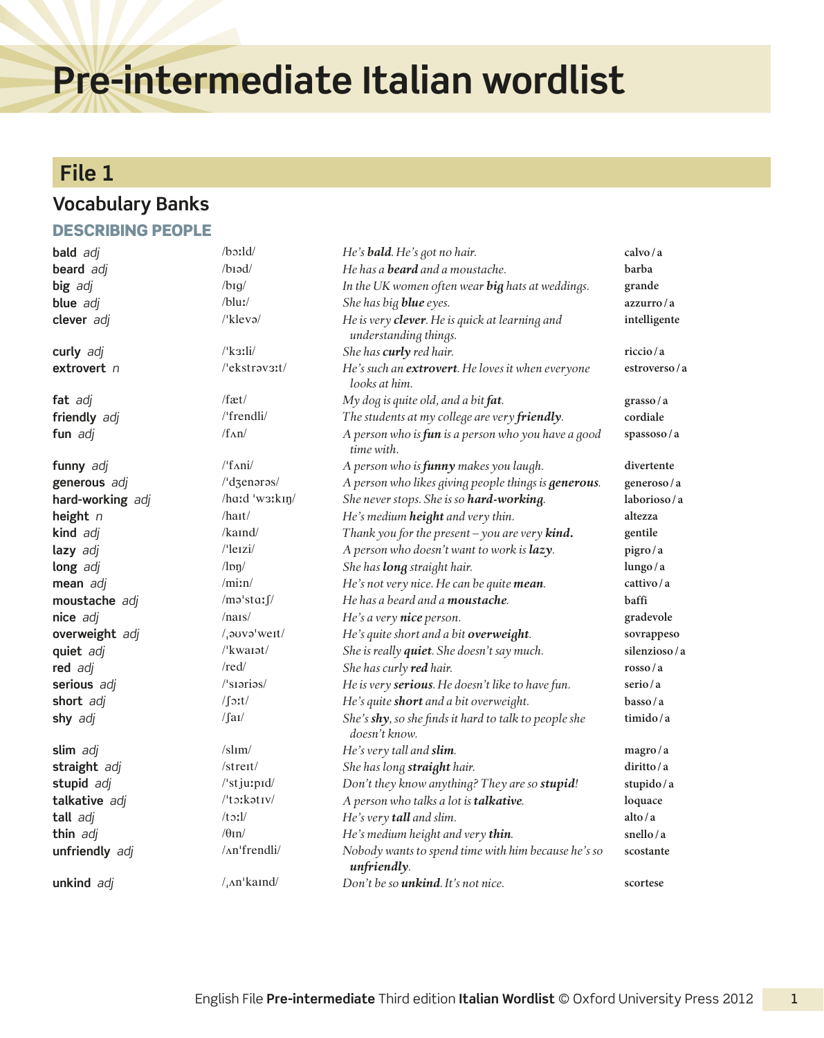# Pre-intermediate Italian wordlist

## File 1

### Vocabulary Banks

#### DESCRIBING PEOPLE

| | | | |
|---|---|---|---|
| **bald** *adj* | /bɔːld/ | *He's **bald**. He's got no hair.* | **calvo / a** |
| **beard** *adj* | /bɪəd/ | *He has a **beard** and a moustache.* | **barba** |
| **big** *adj* | /bɪɡ/ | *In the UK women often wear **big** hats at weddings.* | **grande** |
| **blue** *adj* | /bluː/ | *She has big **blue** eyes.* | **azzurro / a** |
| **clever** *adj* | /ˈklevə/ | *He is very **clever**. He is quick at learning and understanding things.* | **intelligente** |
| **curly** *adj* | /ˈkɜːli/ | *She has **curly** red hair.* | **riccio / a** |
| **extrovert** *n* | /ˈekstrəvɜːt/ | *He's such an **extrovert**. He loves it when everyone looks at him.* | **estroverso / a** |
| **fat** *adj* | /fæt/ | *My dog is quite old, and a bit **fat**.* | **grasso / a** |
| **friendly** *adj* | /ˈfrendli/ | *The students at my college are very **friendly**.* | **cordiale** |
| **fun** *adj* | /fʌn/ | *A person who is **fun** is a person who you have a good time with.* | **spassoso / a** |
| **funny** *adj* | /ˈfʌni/ | *A person who is **funny** makes you laugh.* | **divertente** |
| **generous** *adj* | /ˈdʒenərəs/ | *A person who likes giving people things is **generous**.* | **generoso / a** |
| **hard-working** *adj* | /hɑːd ˈwɜːkɪŋ/ | *She never stops. She is so **hard-working**.* | **laborioso / a** |
| **height** *n* | /haɪt/ | *He's medium **height** and very thin.* | **altezza** |
| **kind** *adj* | /kaɪnd/ | *Thank you for the present – you are very **kind.*** | **gentile** |
| **lazy** *adj* | /ˈleɪzi/ | *A person who doesn't want to work is **lazy**.* | **pigro / a** |
| **long** *adj* | /lɒŋ/ | *She has **long** straight hair.* | **lungo / a** |
| **mean** *adj* | /miːn/ | *He's not very nice. He can be quite **mean**.* | **cattivo / a** |
| **moustache** *adj* | /məˈstɑːʃ/ | *He has a beard and a **moustache**.* | **baffi** |
| **nice** *adj* | /naɪs/ | *He's a very **nice** person.* | **gradevole** |
| **overweight** *adj* | /ˌəʊvəˈweɪt/ | *He's quite short and a bit **overweight**.* | **sovrappeso** |
| **quiet** *adj* | /ˈkwaɪət/ | *She is really **quiet**. She doesn't say much.* | **silenzioso / a** |
| **red** *adj* | /red/ | *She has curly **red** hair.* | **rosso / a** |
| **serious** *adj* | /ˈsɪəriəs/ | *He is very **serious**. He doesn't like to have fun.* | **serio / a** |
| **short** *adj* | /ʃɔːt/ | *He's quite **short** and a bit overweight.* | **basso / a** |
| **shy** *adj* | /ʃaɪ/ | *She's **shy**, so she finds it hard to talk to people she doesn't know.* | **timido / a** |
| **slim** *adj* | /slɪm/ | *He's very tall and **slim**.* | **magro / a** |
| **straight** *adj* | /streɪt/ | *She has long **straight** hair.* | **diritto / a** |
| **stupid** *adj* | /ˈstjuːpɪd/ | *Don't they know anything? They are so **stupid**!* | **stupido / a** |
| **talkative** *adj* | /ˈtɔːkətɪv/ | *A person who talks a lot is **talkative**.* | **loquace** |
| **tall** *adj* | /tɔːl/ | *He's very **tall** and slim.* | **alto / a** |
| **thin** *adj* | /θɪn/ | *He's medium height and very **thin**.* | **snello / a** |
| **unfriendly** *adj* | /ʌnˈfrendli/ | *Nobody wants to spend time with him because he's so **unfriendly**.* | **scostante** |
| **unkind** *adj* | /ˌʌnˈkaɪnd/ | *Don't be so **unkind**. It's not nice.* | **scortese** |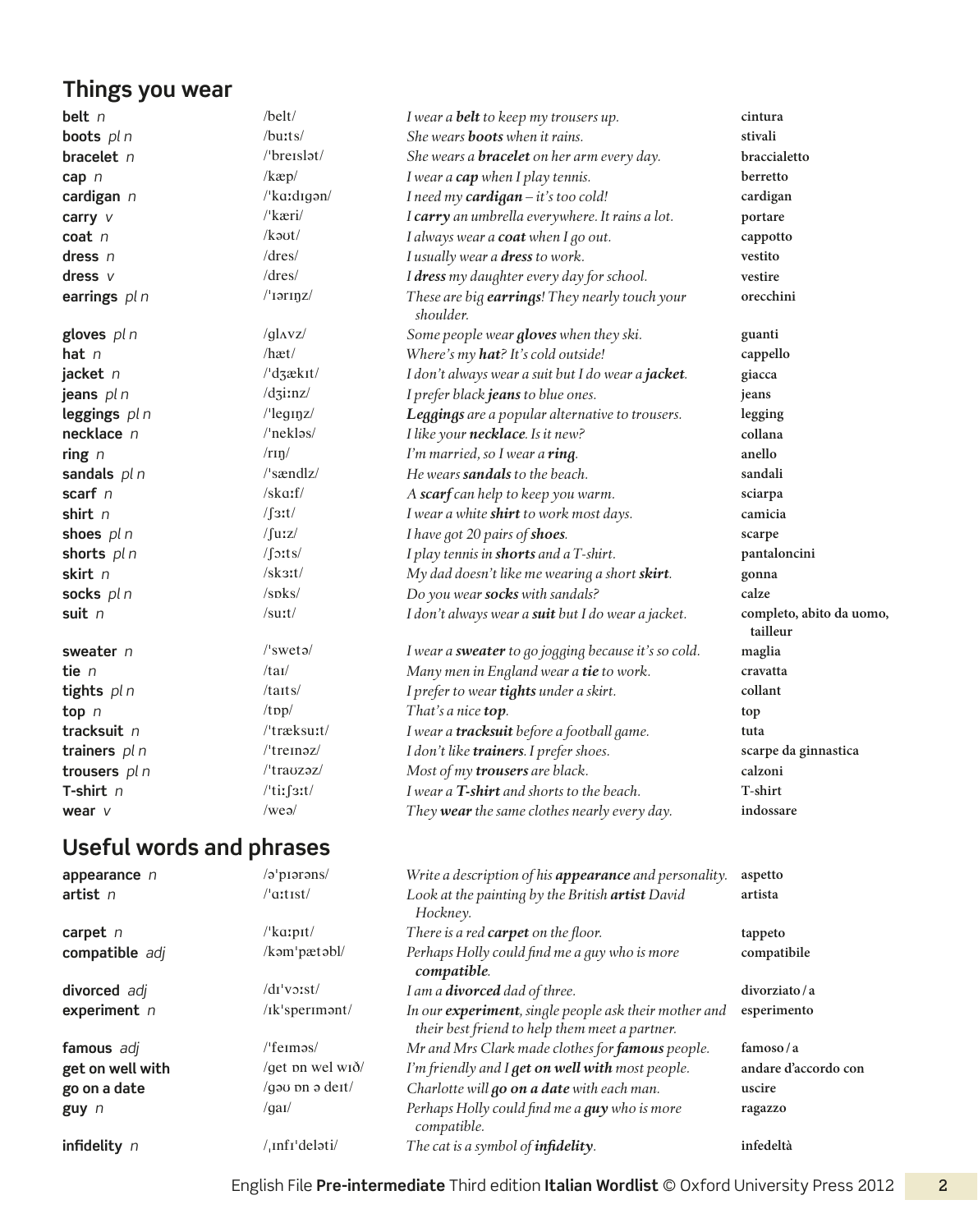## Things you wear

| | | | |
|---|---|---|---|
| **belt** *n* | /belt/ | *I wear a **belt** to keep my trousers up.* | cintura |
| **boots** *pl n* | /buːts/ | *She wears **boots** when it rains.* | stivali |
| **bracelet** *n* | /ˈbreɪslət/ | *She wears a **bracelet** on her arm every day.* | braccialetto |
| **cap** *n* | /kæp/ | *I wear a **cap** when I play tennis.* | berretto |
| **cardigan** *n* | /ˈkɑːdɪɡən/ | *I need my **cardigan** – it's too cold!* | cardigan |
| **carry** *v* | /ˈkæri/ | *I **carry** an umbrella everywhere. It rains a lot.* | portare |
| **coat** *n* | /kəʊt/ | *I always wear a **coat** when I go out.* | cappotto |
| **dress** *n* | /dres/ | *I usually wear a **dress** to work.* | vestito |
| **dress** *v* | /dres/ | *I **dress** my daughter every day for school.* | vestire |
| **earrings** *pl n* | /ˈɪərɪŋz/ | *These are big **earrings**! They nearly touch your shoulder.* | orecchini |
| **gloves** *pl n* | /ɡlʌvz/ | *Some people wear **gloves** when they ski.* | guanti |
| **hat** *n* | /hæt/ | *Where's my **hat**? It's cold outside!* | cappello |
| **jacket** *n* | /ˈdʒækɪt/ | *I don't always wear a suit but I do wear a **jacket**.* | giacca |
| **jeans** *pl n* | /dʒiːnz/ | *I prefer black **jeans** to blue ones.* | jeans |
| **leggings** *pl n* | /ˈleɡɪŋz/ | ***Leggings** are a popular alternative to trousers.* | legging |
| **necklace** *n* | /ˈnekləs/ | *I like your **necklace**. Is it new?* | collana |
| **ring** *n* | /rɪŋ/ | *I'm married, so I wear a **ring**.* | anello |
| **sandals** *pl n* | /ˈsændlz/ | *He wears **sandals** to the beach.* | sandali |
| **scarf** *n* | /skɑːf/ | *A **scarf** can help to keep you warm.* | sciarpa |
| **shirt** *n* | /ʃɜːt/ | *I wear a white **shirt** to work most days.* | camicia |
| **shoes** *pl n* | /ʃuːz/ | *I have got 20 pairs of **shoes**.* | scarpe |
| **shorts** *pl n* | /ʃɔːts/ | *I play tennis in **shorts** and a T-shirt.* | pantaloncini |
| **skirt** *n* | /skɜːt/ | *My dad doesn't like me wearing a short **skirt**.* | gonna |
| **socks** *pl n* | /sɒks/ | *Do you wear **socks** with sandals?* | calze |
| **suit** *n* | /suːt/ | *I don't always wear a **suit** but I do wear a jacket.* | completo, abito da uomo, tailleur |
| **sweater** *n* | /ˈswetə/ | *I wear a **sweater** to go jogging because it's so cold.* | maglia |
| **tie** *n* | /taɪ/ | *Many men in England wear a **tie** to work.* | cravatta |
| **tights** *pl n* | /taɪts/ | *I prefer to wear **tights** under a skirt.* | collant |
| **top** *n* | /tɒp/ | *That's a nice **top**.* | top |
| **tracksuit** *n* | /ˈtræksuːt/ | *I wear a **tracksuit** before a football game.* | tuta |
| **trainers** *pl n* | /ˈtreɪnəz/ | *I don't like **trainers**. I prefer shoes.* | scarpe da ginnastica |
| **trousers** *pl n* | /ˈtraʊzəz/ | *Most of my **trousers** are black.* | calzoni |
| **T-shirt** *n* | /ˈtiːʃɜːt/ | *I wear a **T-shirt** and shorts to the beach.* | T-shirt |
| **wear** *v* | /weə/ | *They **wear** the same clothes nearly every day.* | indossare |

## Useful words and phrases

| | | | |
|---|---|---|---|
| **appearance** *n* | /əˈpɪərəns/ | *Write a description of his **appearance** and personality.* | aspetto |
| **artist** *n* | /ˈɑːtɪst/ | *Look at the painting by the British **artist** David Hockney.* | artista |
| **carpet** *n* | /ˈkɑːpɪt/ | *There is a red **carpet** on the floor.* | tappeto |
| **compatible** *adj* | /kəmˈpætəbl/ | *Perhaps Holly could find me a guy who is more **compatible**.* | compatibile |
| **divorced** *adj* | /dɪˈvɔːst/ | *I am a **divorced** dad of three.* | divorziato / a |
| **experiment** *n* | /ɪkˈsperɪmənt/ | *In our **experiment**, single people ask their mother and their best friend to help them meet a partner.* | esperimento |
| **famous** *adj* | /ˈfeɪməs/ | *Mr and Mrs Clark made clothes for **famous** people.* | famoso / a |
| **get on well with** | /ɡet ɒn wel wɪð/ | *I'm friendly and I **get on well with** most people.* | andare d'accordo con |
| **go on a date** | /ɡəʊ ɒn ə deɪt/ | *Charlotte will **go on a date** with each man.* | uscire |
| **guy** *n* | /ɡaɪ/ | *Perhaps Holly could find me a **guy** who is more compatible.* | ragazzo |
| **infidelity** *n* | /ˌɪnfɪˈdeləti/ | *The cat is a symbol of **infidelity**.* | infedeltà |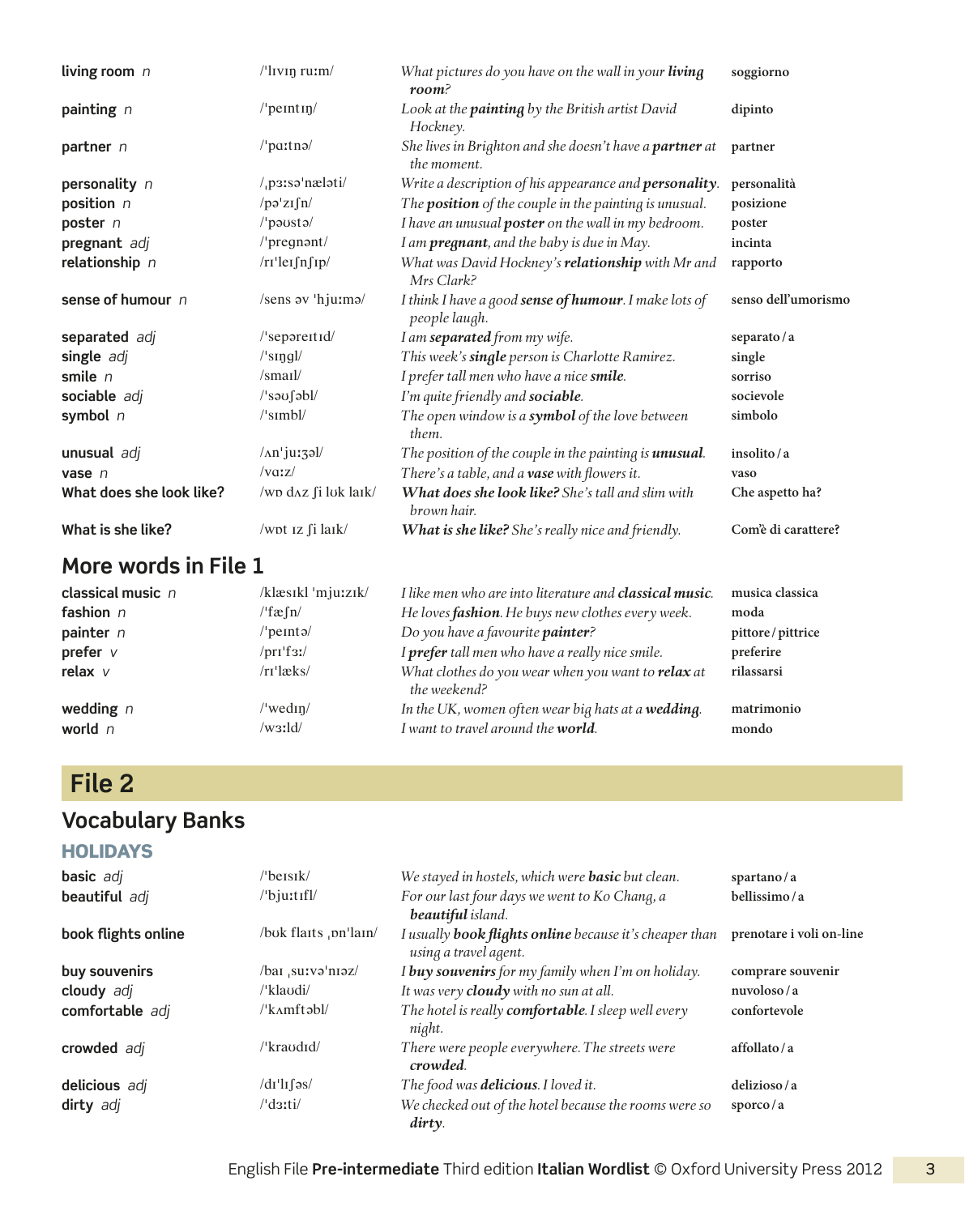| | | | |
|---|---|---|---|
| **living room** *n* | /ˈlɪvɪŋ ruːm/ | *What pictures do you have on the wall in your **living room**?* | soggiorno |
| **painting** *n* | /ˈpeɪntɪŋ/ | *Look at the **painting** by the British artist David Hockney.* | dipinto |
| **partner** *n* | /ˈpɑːtnə/ | *She lives in Brighton and she doesn't have a **partner** at the moment.* | partner |
| **personality** *n* | /ˌpɜːsəˈnæləti/ | *Write a description of his appearance and **personality**.* | personalità |
| **position** *n* | /pəˈzɪʃn/ | *The **position** of the couple in the painting is unusual.* | posizione |
| **poster** *n* | /ˈpəʊstə/ | *I have an unusual **poster** on the wall in my bedroom.* | poster |
| **pregnant** *adj* | /ˈpregnənt/ | *I am **pregnant**, and the baby is due in May.* | incinta |
| **relationship** *n* | /rɪˈleɪʃnʃɪp/ | *What was David Hockney's **relationship** with Mr and Mrs Clark?* | rapporto |
| **sense of humour** *n* | /sens əv ˈhjuːmə/ | *I think I have a good **sense of humour**. I make lots of people laugh.* | senso dell'umorismo |
| **separated** *adj* | /ˈsepəreɪtɪd/ | *I am **separated** from my wife.* | separato / a |
| **single** *adj* | /ˈsɪŋgl/ | *This week's **single** person is Charlotte Ramirez.* | single |
| **smile** *n* | /smaɪl/ | *I prefer tall men who have a nice **smile**.* | sorriso |
| **sociable** *adj* | /ˈsəʊʃəbl/ | *I'm quite friendly and **sociable**.* | socievole |
| **symbol** *n* | /ˈsɪmbl/ | *The open window is a **symbol** of the love between them.* | simbolo |
| **unusual** *adj* | /ʌnˈjuːʒəl/ | *The position of the couple in the painting is **unusual**.* | insolito / a |
| **vase** *n* | /vɑːz/ | *There's a table, and a **vase** with flowers it.* | vaso |
| **What does she look like?** | /wɒ dʌz ʃi lʊk laɪk/ | ***What does she look like?** She's tall and slim with brown hair.* | Che aspetto ha? |
| **What is she like?** | /wɒt ɪz ʃi laɪk/ | ***What is she like?** She's really nice and friendly.* | Com'è di carattere? |

## More words in File 1

| | | | |
|---|---|---|---|
| **classical music** *n* | /klæsɪkl ˈmjuːzɪk/ | *I like men who are into literature and **classical music**.* | musica classica |
| **fashion** *n* | /ˈfæʃn/ | *He loves **fashion**. He buys new clothes every week.* | moda |
| **painter** *n* | /ˈpeɪntə/ | *Do you have a favourite **painter**?* | pittore / pittrice |
| **prefer** *v* | /prɪˈfɜː/ | *I **prefer** tall men who have a really nice smile.* | preferire |
| **relax** *v* | /rɪˈlæks/ | *What clothes do you wear when you want to **relax** at the weekend?* | rilassarsi |
| **wedding** *n* | /ˈwedɪŋ/ | *In the UK, women often wear big hats at a **wedding**.* | matrimonio |
| **world** *n* | /wɜːld/ | *I want to travel around the **world**.* | mondo |

# File 2

## Vocabulary Banks

### HOLIDAYS

| | | | |
|---|---|---|---|
| **basic** *adj* | /ˈbeɪsɪk/ | *We stayed in hostels, which were **basic** but clean.* | spartano / a |
| **beautiful** *adj* | /ˈbjuːtɪfl/ | *For our last four days we went to Ko Chang, a **beautiful** island.* | bellissimo / a |
| **book flights online** | /bʊk flaɪts ˌɒnˈlaɪn/ | *I usually **book flights online** because it's cheaper than using a travel agent.* | prenotare i voli on-line |
| **buy souvenirs** | /baɪ ˌsuːvəˈnɪəz/ | *I **buy souvenirs** for my family when I'm on holiday.* | comprare souvenir |
| **cloudy** *adj* | /ˈklaʊdi/ | *It was very **cloudy** with no sun at all.* | nuvoloso / a |
| **comfortable** *adj* | /ˈkʌmftəbl/ | *The hotel is really **comfortable**. I sleep well every night.* | confortevole |
| **crowded** *adj* | /ˈkraʊdɪd/ | *There were people everywhere. The streets were **crowded**.* | affollato / a |
| **delicious** *adj* | /dɪˈlɪʃəs/ | *The food was **delicious**. I loved it.* | delizioso / a |
| **dirty** *adj* | /ˈdɜːti/ | *We checked out of the hotel because the rooms were so **dirty**.* | sporco / a |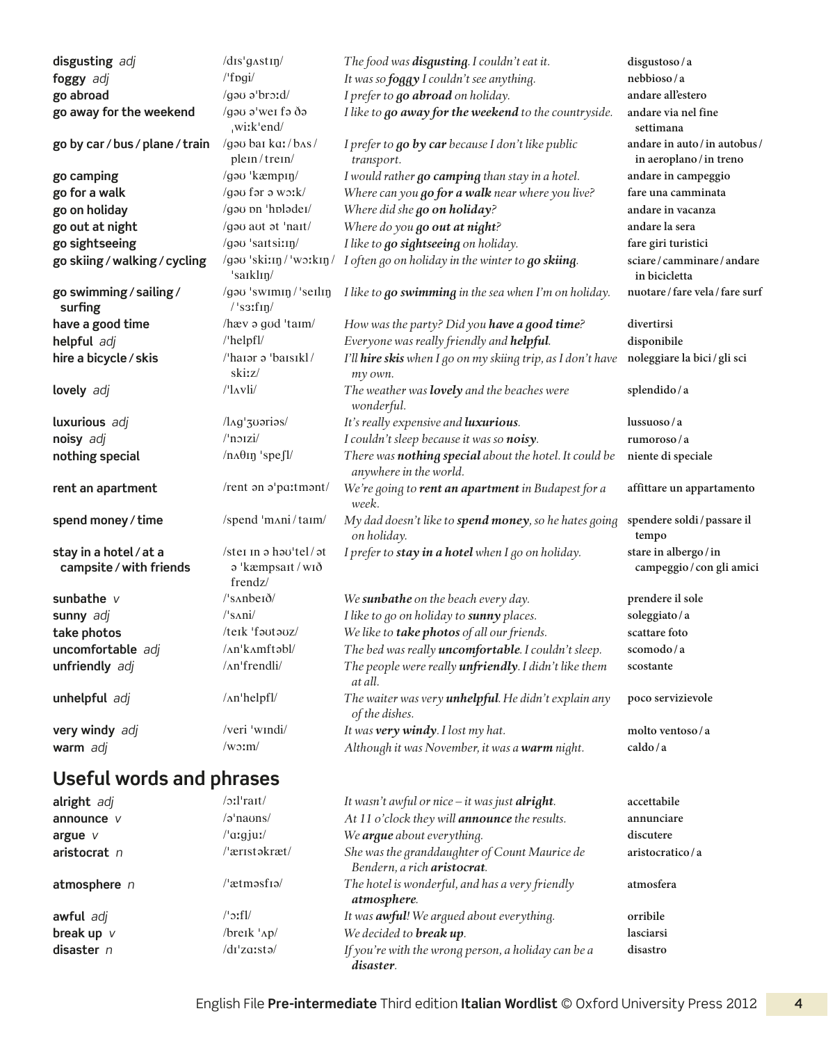| | | | |
|---|---|---|---|
| **disgusting** *adj* | /dɪsˈɡʌstɪŋ/ | *The food was **disgusting**. I couldn't eat it.* | **disgustoso / a** |
| **foggy** *adj* | /ˈfɒɡi/ | *It was so **foggy** I couldn't see anything.* | **nebbioso / a** |
| **go abroad** | /ɡəʊ əˈbrɔːd/ | *I prefer to **go abroad** on holiday.* | **andare all'estero** |
| **go away for the weekend** | /ɡəʊ əˈweɪ fə ðə ˌwiːkˈend/ | *I like to **go away for the weekend** to the countryside.* | **andare via nel fine settimana** |
| **go by car / bus / plane / train** | /ɡəʊ baɪ kɑː / bʌs / pleɪn / treɪn/ | *I prefer to **go by car** because I don't like public transport.* | **andare in auto / in autobus / in aeroplano / in treno** |
| **go camping** | /ɡəʊ ˈkæmpɪŋ/ | *I would rather **go camping** than stay in a hotel.* | **andare in campeggio** |
| **go for a walk** | /ɡəʊ fər ə wɔːk/ | *Where can you **go for a walk** near where you live?* | **fare una camminata** |
| **go on holiday** | /ɡəʊ ɒn ˈhɒlədeɪ/ | *Where did she **go on holiday**?* | **andare in vacanza** |
| **go out at night** | /ɡəʊ aʊt ət ˈnaɪt/ | *Where do you **go out at night**?* | **andare la sera** |
| **go sightseeing** | /ɡəʊ ˈsaɪtsiːɪŋ/ | *I like to **go sightseeing** on holiday.* | **fare giri turistici** |
| **go skiing / walking / cycling** | /ɡəʊ ˈskiːɪŋ / ˈwɔːkɪŋ / ˈsaɪklɪŋ/ | *I often go on holiday in the winter to **go skiing**.* | **sciare / camminare / andare in bicicletta** |
| **go swimming / sailing / surfing** | /ɡəʊ ˈswɪmɪŋ / ˈseɪlɪŋ / ˈsɜːfɪŋ/ | *I like to **go swimming** in the sea when I'm on holiday.* | **nuotare / fare vela / fare surf** |
| **have a good time** | /hæv ə ɡʊd ˈtaɪm/ | *How was the party? Did you **have a good time**?* | **divertirsi** |
| **helpful** *adj* | /ˈhelpfl/ | *Everyone was really friendly and **helpful**.* | **disponibile** |
| **hire a bicycle / skis** | /ˈhaɪər ə ˈbaɪsɪkl / skiːz/ | *I'll **hire skis** when I go on my skiing trip, as I don't have my own.* | **noleggiare la bici / gli sci** |
| **lovely** *adj* | /ˈlʌvli/ | *The weather was **lovely** and the beaches were wonderful.* | **splendido / a** |
| **luxurious** *adj* | /lʌɡˈʒʊəriəs/ | *It's really expensive and **luxurious**.* | **lussuoso / a** |
| **noisy** *adj* | /ˈnɔɪzi/ | *I couldn't sleep because it was so **noisy**.* | **rumoroso / a** |
| **nothing special** | /nʌθɪŋ ˈspeʃl/ | *There was **nothing special** about the hotel. It could be anywhere in the world.* | **niente di speciale** |
| **rent an apartment** | /rent ən əˈpɑːtmənt/ | *We're going to **rent an apartment** in Budapest for a week.* | **affittare un appartamento** |
| **spend money / time** | /spend ˈmʌni / taɪm/ | *My dad doesn't like to **spend money**, so he hates going on holiday.* | **spendere soldi / passare il tempo** |
| **stay in a hotel / at a campsite / with friends** | /steɪ ɪn ə həʊˈtel / ət ə ˈkæmpsaɪt / wɪð frendz/ | *I prefer to **stay in a hotel** when I go on holiday.* | **stare in albergo / in campeggio / con gli amici** |
| **sunbathe** *v* | /ˈsʌnbeɪð/ | *We **sunbathe** on the beach every day.* | **prendere il sole** |
| **sunny** *adj* | /ˈsʌni/ | *I like to go on holiday to **sunny** places.* | **soleggiato / a** |
| **take photos** | /teɪk ˈfəʊtəʊz/ | *We like to **take photos** of all our friends.* | **scattare foto** |
| **uncomfortable** *adj* | /ʌnˈkʌmftəbl/ | *The bed was really **uncomfortable**. I couldn't sleep.* | **scomodo / a** |
| **unfriendly** *adj* | /ʌnˈfrendli/ | *The people were really **unfriendly**. I didn't like them at all.* | **scostante** |
| **unhelpful** *adj* | /ʌnˈhelpfl/ | *The waiter was very **unhelpful**. He didn't explain any of the dishes.* | **poco servizievole** |
| **very windy** *adj* | /veri ˈwɪndi/ | *It was **very windy**. I lost my hat.* | **molto ventoso / a** |
| **warm** *adj* | /wɔːm/ | *Although it was November, it was a **warm** night.* | **caldo / a** |

## Useful words and phrases

| | | | |
|---|---|---|---|
| **alright** *adj* | /ɔːlˈraɪt/ | *It wasn't awful or nice – it was just **alright**.* | **accettabile** |
| **announce** *v* | /əˈnaʊns/ | *At 11 o'clock they will **announce** the results.* | **annunciare** |
| **argue** *v* | /ˈɑːɡjuː/ | *We **argue** about everything.* | **discutere** |
| **aristocrat** *n* | /ˈærɪstəkræt/ | *She was the granddaughter of Count Maurice de Bendern, a rich **aristocrat**.* | **aristocratico / a** |
| **atmosphere** *n* | /ˈætməsfɪə/ | *The hotel is wonderful, and has a very friendly **atmosphere**.* | **atmosfera** |
| **awful** *adj* | /ˈɔːfl/ | *It was **awful**! We argued about everything.* | **orribile** |
| **break up** *v* | /breɪk ˈʌp/ | *We decided to **break up**.* | **lasciarsi** |
| **disaster** *n* | /dɪˈzɑːstə/ | *If you're with the wrong person, a holiday can be a **disaster**.* | **disastro** |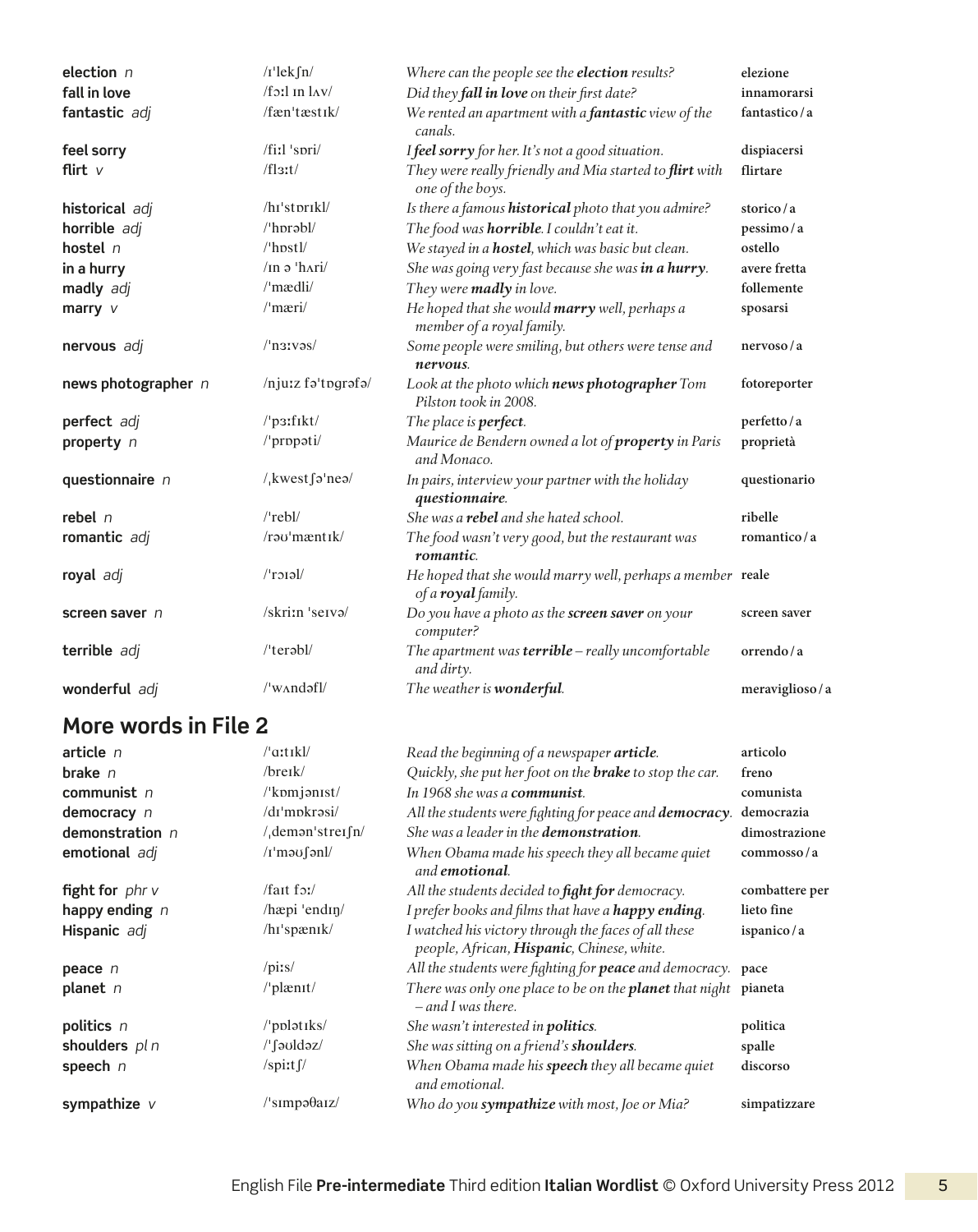| | | | |
|---|---|---|---|
| **election** *n* | /ɪˈlekʃn/ | *Where can the people see the* ***election*** *results?* | **elezione** |
| **fall in love** | /fɔːl ɪn lʌv/ | *Did they* ***fall in love*** *on their first date?* | **innamorarsi** |
| **fantastic** *adj* | /fænˈtæstɪk/ | *We rented an apartment with a* ***fantastic*** *view of the canals.* | **fantastico / a** |
| **feel sorry** | /fiːl ˈsɒri/ | *I* ***feel sorry*** *for her. It's not a good situation.* | **dispiacersi** |
| **flirt** *v* | /flɜːt/ | *They were really friendly and Mia started to* ***flirt*** *with one of the boys.* | **flirtare** |
| **historical** *adj* | /hɪˈstɒrɪkl/ | *Is there a famous* ***historical*** *photo that you admire?* | **storico / a** |
| **horrible** *adj* | /ˈhɒrəbl/ | *The food was* ***horrible****. I couldn't eat it.* | **pessimo / a** |
| **hostel** *n* | /ˈhɒstl/ | *We stayed in a* ***hostel****, which was basic but clean.* | **ostello** |
| **in a hurry** | /ɪn ə ˈhʌri/ | *She was going very fast because she was* ***in a hurry****.* | **avere fretta** |
| **madly** *adj* | /ˈmædli/ | *They were* ***madly*** *in love.* | **follemente** |
| **marry** *v* | /ˈmæri/ | *He hoped that she would* ***marry*** *well, perhaps a member of a royal family.* | **sposarsi** |
| **nervous** *adj* | /ˈnɜːvəs/ | *Some people were smiling, but others were tense and* ***nervous****.* | **nervoso / a** |
| **news photographer** *n* | /njuːz fəˈtɒgrəfə/ | *Look at the photo which* ***news photographer*** *Tom Pilston took in 2008.* | **fotoreporter** |
| **perfect** *adj* | /ˈpɜːfɪkt/ | *The place is* ***perfect****.* | **perfetto / a** |
| **property** *n* | /ˈprɒpəti/ | *Maurice de Bendern owned a lot of* ***property*** *in Paris and Monaco.* | **proprietà** |
| **questionnaire** *n* | /ˌkwestʃəˈneə/ | *In pairs, interview your partner with the holiday* ***questionnaire****.* | **questionario** |
| **rebel** *n* | /ˈrebl/ | *She was a* ***rebel*** *and she hated school.* | **ribelle** |
| **romantic** *adj* | /rəʊˈmæntɪk/ | *The food wasn't very good, but the restaurant was* ***romantic****.* | **romantico / a** |
| **royal** *adj* | /ˈrɔɪəl/ | *He hoped that she would marry well, perhaps a member of a* ***royal*** *family.* | **reale** |
| **screen saver** *n* | /skriːn ˈseɪvə/ | *Do you have a photo as the* ***screen saver*** *on your computer?* | **screen saver** |
| **terrible** *adj* | /ˈterəbl/ | *The apartment was* ***terrible*** *– really uncomfortable and dirty.* | **orrendo / a** |
| **wonderful** *adj* | /ˈwʌndəfl/ | *The weather is* ***wonderful****.* | **meraviglioso / a** |

## More words in File 2

| | | | |
|---|---|---|---|
| **article** *n* | /ˈɑːtɪkl/ | *Read the beginning of a newspaper* ***article****.* | **articolo** |
| **brake** *n* | /breɪk/ | *Quickly, she put her foot on the* ***brake*** *to stop the car.* | **freno** |
| **communist** *n* | /ˈkɒmjənɪst/ | *In 1968 she was a* ***communist****.* | **comunista** |
| **democracy** *n* | /dɪˈmɒkrəsi/ | *All the students were fighting for peace and* ***democracy****.* | **democrazia** |
| **demonstration** *n* | /ˌdemənˈstreɪʃn/ | *She was a leader in the* ***demonstration****.* | **dimostrazione** |
| **emotional** *adj* | /ɪˈməʊʃənl/ | *When Obama made his speech they all became quiet and* ***emotional****.* | **commosso / a** |
| **fight for** *phr v* | /faɪt fɔː/ | *All the students decided to* ***fight for*** *democracy.* | **combattere per** |
| **happy ending** *n* | /hæpi ˈendɪŋ/ | *I prefer books and films that have a* ***happy ending****.* | **lieto fine** |
| **Hispanic** *adj* | /hɪˈspænɪk/ | *I watched his victory through the faces of all these people, African,* ***Hispanic****, Chinese, white.* | **ispanico / a** |
| **peace** *n* | /piːs/ | *All the students were fighting for* ***peace*** *and democracy.* | **pace** |
| **planet** *n* | /ˈplænɪt/ | *There was only one place to be on the* ***planet*** *that night – and I was there.* | **pianeta** |
| **politics** *n* | /ˈpɒlətɪks/ | *She wasn't interested in* ***politics****.* | **politica** |
| **shoulders** *pl n* | /ˈʃəʊldəz/ | *She was sitting on a friend's* ***shoulders****.* | **spalle** |
| **speech** *n* | /spiːtʃ/ | *When Obama made his* ***speech*** *they all became quiet and emotional.* | **discorso** |
| **sympathize** *v* | /ˈsɪmpəθaɪz/ | *Who do you* ***sympathize*** *with most, Joe or Mia?* | **simpatizzare** |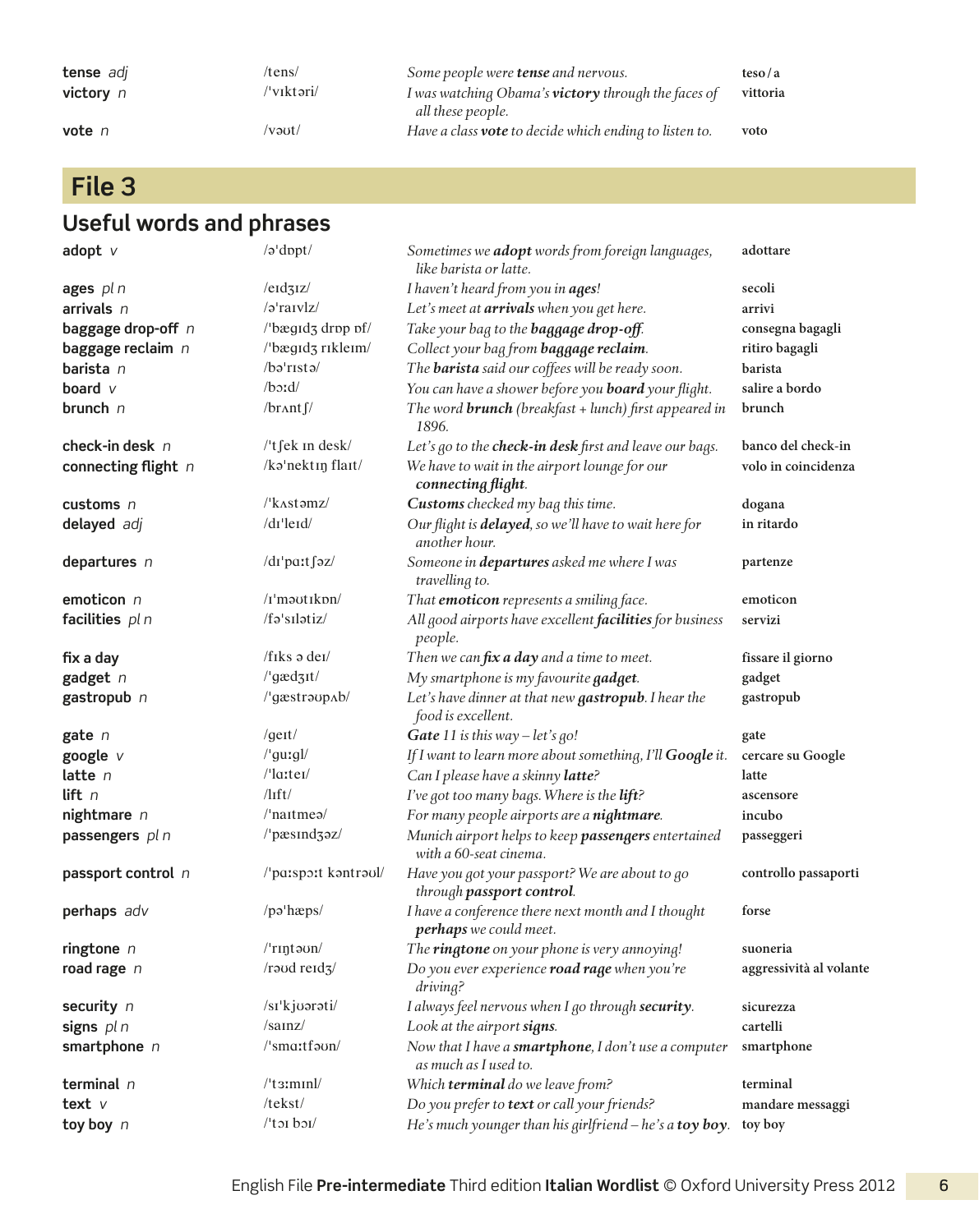| | | | |
|---|---|---|---|
| **tense** *adj* | /tens/ | *Some people were* ***tense*** *and nervous.* | **teso / a** |
| **victory** *n* | /ˈvɪktəri/ | *I was watching Obama's* ***victory*** *through the faces of all these people.* | **vittoria** |
| **vote** *n* | /vəʊt/ | *Have a class* ***vote*** *to decide which ending to listen to.* | **voto** |

# File 3

## Useful words and phrases

| | | | |
|---|---|---|---|
| **adopt** *v* | /əˈdɒpt/ | *Sometimes we* ***adopt*** *words from foreign languages, like barista or latte.* | **adottare** |
| **ages** *pl n* | /eɪdʒɪz/ | *I haven't heard from you in* ***ages****!* | **secoli** |
| **arrivals** *n* | /əˈraɪvlz/ | *Let's meet at* ***arrivals*** *when you get here.* | **arrivi** |
| **baggage drop-off** *n* | /ˈbægɪdʒ drɒp ɒf/ | *Take your bag to the* ***baggage drop-off****.* | **consegna bagagli** |
| **baggage reclaim** *n* | /ˈbægɪdʒ rɪkleɪm/ | *Collect your bag from* ***baggage reclaim****.* | **ritiro bagagli** |
| **barista** *n* | /bəˈrɪstə/ | *The* ***barista*** *said our coffees will be ready soon.* | **barista** |
| **board** *v* | /bɔːd/ | *You can have a shower before you* ***board*** *your flight.* | **salire a bordo** |
| **brunch** *n* | /brʌntʃ/ | *The word* ***brunch*** *(breakfast + lunch) first appeared in 1896.* | **brunch** |
| **check-in desk** *n* | /ˈtʃek ɪn desk/ | *Let's go to the* ***check-in desk*** *first and leave our bags.* | **banco del check-in** |
| **connecting flight** *n* | /kəˈnektɪŋ flaɪt/ | *We have to wait in the airport lounge for our* ***connecting flight****.* | **volo in coincidenza** |
| **customs** *n* | /ˈkʌstəmz/ | ***Customs*** *checked my bag this time.* | **dogana** |
| **delayed** *adj* | /dɪˈleɪd/ | *Our flight is* ***delayed****, so we'll have to wait here for another hour.* | **in ritardo** |
| **departures** *n* | /dɪˈpɑːtʃəz/ | *Someone in* ***departures*** *asked me where I was travelling to.* | **partenze** |
| **emoticon** *n* | /ɪˈməʊtɪkɒn/ | *That* ***emoticon*** *represents a smiling face.* | **emoticon** |
| **facilities** *pl n* | /fəˈsɪlətiz/ | *All good airports have excellent* ***facilities*** *for business people.* | **servizi** |
| **fix a day** | /fɪks ə deɪ/ | *Then we can* ***fix a day*** *and a time to meet.* | **fissare il giorno** |
| **gadget** *n* | /ˈgædʒɪt/ | *My smartphone is my favourite* ***gadget****.* | **gadget** |
| **gastropub** *n* | /ˈgæstrəʊpʌb/ | *Let's have dinner at that new* ***gastropub****. I hear the food is excellent.* | **gastropub** |
| **gate** *n* | /geɪt/ | ***Gate*** *11 is this way – let's go!* | **gate** |
| **google** *v* | /ˈguːgl/ | *If I want to learn more about something, I'll* ***Google*** *it.* | **cercare su Google** |
| **latte** *n* | /ˈlɑːteɪ/ | *Can I please have a skinny* ***latte****?* | **latte** |
| **lift** *n* | /lɪft/ | *I've got too many bags. Where is the* ***lift****?* | **ascensore** |
| **nightmare** *n* | /ˈnaɪtmeə/ | *For many people airports are a* ***nightmare****.* | **incubo** |
| **passengers** *pl n* | /ˈpæsɪndʒəz/ | *Munich airport helps to keep* ***passengers*** *entertained with a 60-seat cinema.* | **passeggeri** |
| **passport control** *n* | /ˈpɑːspɔːt kəntrəʊl/ | *Have you got your passport? We are about to go through* ***passport control****.* | **controllo passaporti** |
| **perhaps** *adv* | /pəˈhæps/ | *I have a conference there next month and I thought* ***perhaps*** *we could meet.* | **forse** |
| **ringtone** *n* | /ˈrɪŋtəʊn/ | *The* ***ringtone*** *on your phone is very annoying!* | **suoneria** |
| **road rage** *n* | /rəʊd reɪdʒ/ | *Do you ever experience* ***road rage*** *when you're driving?* | **aggressività al volante** |
| **security** *n* | /sɪˈkjʊərəti/ | *I always feel nervous when I go through* ***security****.* | **sicurezza** |
| **signs** *pl n* | /saɪnz/ | *Look at the airport* ***signs****.* | **cartelli** |
| **smartphone** *n* | /ˈsmɑːtfəʊn/ | *Now that I have a* ***smartphone****, I don't use a computer as much as I used to.* | **smartphone** |
| **terminal** *n* | /ˈtɜːmɪnl/ | *Which* ***terminal*** *do we leave from?* | **terminal** |
| **text** *v* | /tekst/ | *Do you prefer to* ***text*** *or call your friends?* | **mandare messaggi** |
| **toy boy** *n* | /ˈtɔɪ bɔɪ/ | *He's much younger than his girlfriend – he's a* ***toy boy****.* | **toy boy** |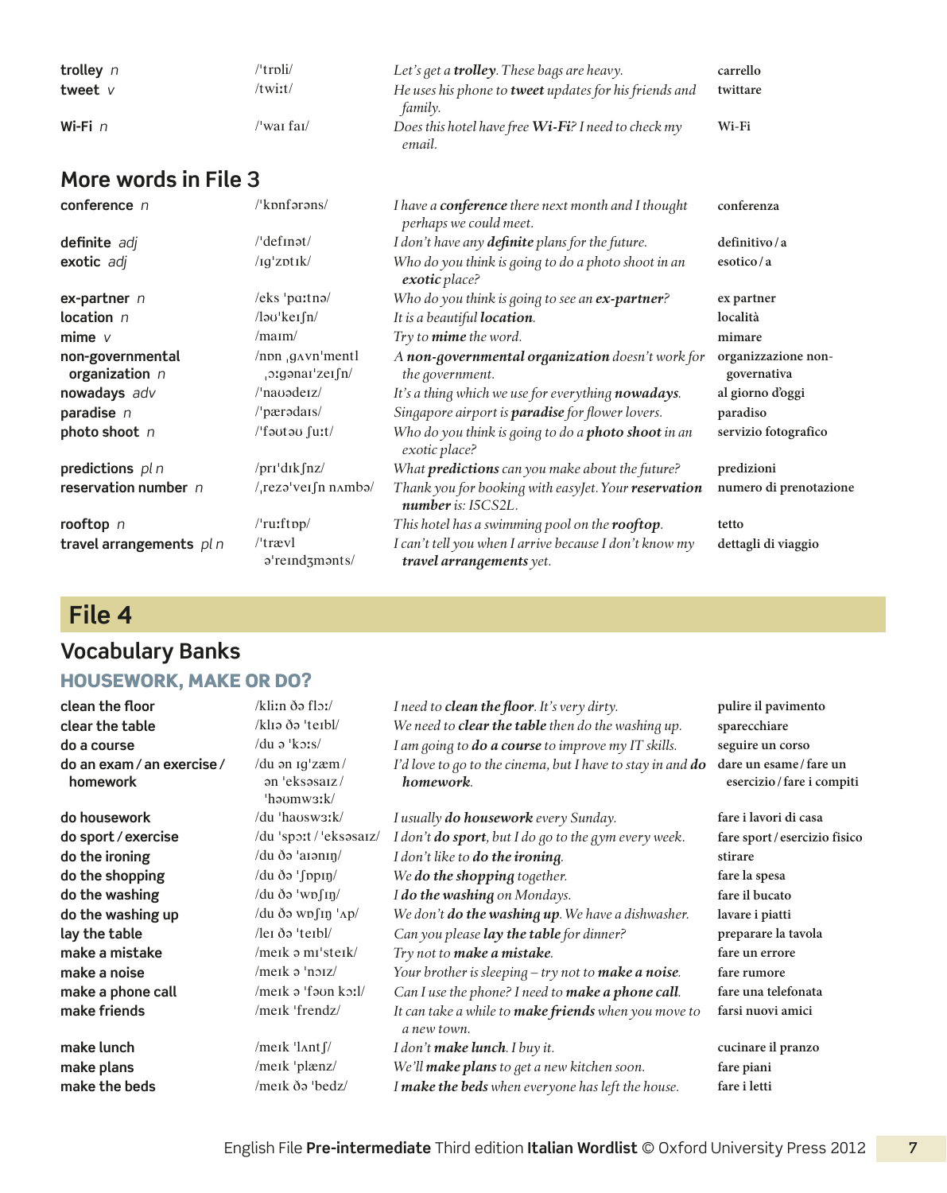| | | | |
|---|---|---|---|
| **trolley** *n* | /ˈtrɒli/ | *Let's get a **trolley**. These bags are heavy.* | carrello |
| **tweet** *v* | /twiːt/ | *He uses his phone to **tweet** updates for his friends and family.* | twittare |
| **Wi-Fi** *n* | /ˈwaɪ faɪ/ | *Does this hotel have free **Wi-Fi**? I need to check my email.* | Wi-Fi |

## More words in File 3

| | | | |
|---|---|---|---|
| **conference** *n* | /ˈkɒnfərəns/ | *I have a **conference** there next month and I thought perhaps we could meet.* | conferenza |
| **definite** *adj* | /ˈdefɪnət/ | *I don't have any **definite** plans for the future.* | definitivo / a |
| **exotic** *adj* | /ɪgˈzɒtɪk/ | *Who do you think is going to do a photo shoot in an **exotic** place?* | esotico / a |
| **ex-partner** *n* | /eks ˈpɑːtnə/ | *Who do you think is going to see an **ex-partner**?* | ex partner |
| **location** *n* | /ləʊˈkeɪʃn/ | *It is a beautiful **location**.* | località |
| **mime** *v* | /maɪm/ | *Try to **mime** the word.* | mimare |
| **non-governmental organization** *n* | /nɒn ˌgʌvnˈmentl ˌɔːgənaɪˈzeɪʃn/ | *A **non-governmental organization** doesn't work for the government.* | organizzazione non-governativa |
| **nowadays** *adv* | /ˈnaʊədeɪz/ | *It's a thing which we use for everything **nowadays**.* | al giorno d'oggi |
| **paradise** *n* | /ˈpærədaɪs/ | *Singapore airport is **paradise** for flower lovers.* | paradiso |
| **photo shoot** *n* | /ˈfəʊtəʊ ʃuːt/ | *Who do you think is going to do a **photo shoot** in an exotic place?* | servizio fotografico |
| **predictions** *pl n* | /prɪˈdɪkʃnz/ | *What **predictions** can you make about the future?* | predizioni |
| **reservation number** *n* | /ˌrezəˈveɪʃn nʌmbə/ | *Thank you for booking with easyJet. Your **reservation number** is: I5CS2L.* | numero di prenotazione |
| **rooftop** *n* | /ˈruːftɒp/ | *This hotel has a swimming pool on the **rooftop**.* | tetto |
| **travel arrangements** *pl n* | /ˈtrævl əˈreɪndʒmənts/ | *I can't tell you when I arrive because I don't know my **travel arrangements** yet.* | dettagli di viaggio |

# File 4

## Vocabulary Banks

### HOUSEWORK, MAKE OR DO?

| | | | |
|---|---|---|---|
| **clean the floor** | /kliːn ðə flɔː/ | *I need to **clean the floor**. It's very dirty.* | pulire il pavimento |
| **clear the table** | /klɪə ðə ˈteɪbl/ | *We need to **clear the table** then do the washing up.* | sparecchiare |
| **do a course** | /du ə ˈkɔːs/ | *I am going to **do a course** to improve my IT skills.* | seguire un corso |
| **do an exam / an exercise / homework** | /du ən ɪgˈzæm / ən ˈeksəsaɪz / ˈhəʊmwɜːk/ | *I'd love to go to the cinema, but I have to stay in and **do homework**.* | dare un esame / fare un esercizio / fare i compiti |
| **do housework** | /du ˈhaʊswɜːk/ | *I usually **do housework** every Sunday.* | fare i lavori di casa |
| **do sport / exercise** | /du ˈspɔːt / ˈeksəsaɪz/ | *I don't **do sport**, but I do go to the gym every week.* | fare sport / esercizio fisico |
| **do the ironing** | /du ðə ˈaɪənɪŋ/ | *I don't like to **do the ironing**.* | stirare |
| **do the shopping** | /du ðə ˈʃɒpɪŋ/ | *We **do the shopping** together.* | fare la spesa |
| **do the washing** | /du ðə ˈwɒʃɪŋ/ | *I **do the washing** on Mondays.* | fare il bucato |
| **do the washing up** | /du ðə wɒʃɪŋ ˈʌp/ | *We don't **do the washing up**. We have a dishwasher.* | lavare i piatti |
| **lay the table** | /leɪ ðə ˈteɪbl/ | *Can you please **lay the table** for dinner?* | preparare la tavola |
| **make a mistake** | /meɪk ə mɪˈsteɪk/ | *Try not to **make a mistake**.* | fare un errore |
| **make a noise** | /meɪk ə ˈnɔɪz/ | *Your brother is sleeping – try not to **make a noise**.* | fare rumore |
| **make a phone call** | /meɪk ə ˈfəʊn kɔːl/ | *Can I use the phone? I need to **make a phone call**.* | fare una telefonata |
| **make friends** | /meɪk ˈfrendz/ | *It can take a while to **make friends** when you move to a new town.* | farsi nuovi amici |
| **make lunch** | /meɪk ˈlʌntʃ/ | *I don't **make lunch**. I buy it.* | cucinare il pranzo |
| **make plans** | /meɪk ˈplænz/ | *We'll **make plans** to get a new kitchen soon.* | fare piani |
| **make the beds** | /meɪk ðə ˈbedz/ | *I **make the beds** when everyone has left the house.* | fare i letti |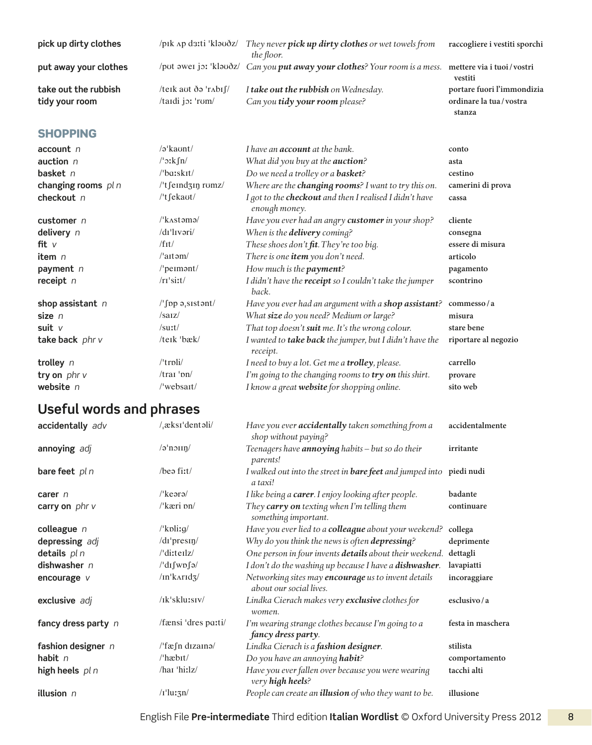| | | | |
|---|---|---|---|
| **pick up dirty clothes** | /pɪk ʌp dɜːti ˈkləʊðz/ | *They never **pick up dirty clothes** or wet towels from the floor.* | **raccogliere i vestiti sporchi** |
| **put away your clothes** | /pʊt əweɪ jɔː ˈkləʊðz/ | *Can you **put away your clothes**? Your room is a mess.* | **mettere via i tuoi / vostri vestiti** |
| **take out the rubbish** | /teɪk aʊt ðə ˈrʌbɪʃ/ | *I **take out the rubbish** on Wednesday.* | **portare fuori l'immondizia** |
| **tidy your room** | /taɪdi jɔː ˈrʊm/ | *Can you **tidy your room** please?* | **ordinare la tua / vostra stanza** |

## SHOPPING

| | | | |
|---|---|---|---|
| **account** *n* | /əˈkaʊnt/ | *I have an **account** at the bank.* | **conto** |
| **auction** *n* | /ˈɔːkʃn/ | *What did you buy at the **auction**?* | **asta** |
| **basket** *n* | /ˈbɑːskɪt/ | *Do we need a trolley or a **basket**?* | **cestino** |
| **changing rooms** *pl n* | /ˈtʃeɪndʒɪŋ rʊmz/ | *Where are the **changing rooms**? I want to try this on.* | **camerini di prova** |
| **checkout** *n* | /ˈtʃekaʊt/ | *I got to the **checkout** and then I realised I didn't have enough money.* | **cassa** |
| **customer** *n* | /ˈkʌstəmə/ | *Have you ever had an angry **customer** in your shop?* | **cliente** |
| **delivery** *n* | /dɪˈlɪvəri/ | *When is the **delivery** coming?* | **consegna** |
| **fit** *v* | /fɪt/ | *These shoes don't **fit**. They're too big.* | **essere di misura** |
| **item** *n* | /ˈaɪtəm/ | *There is one **item** you don't need.* | **articolo** |
| **payment** *n* | /ˈpeɪmənt/ | *How much is the **payment**?* | **pagamento** |
| **receipt** *n* | /rɪˈsiːt/ | *I didn't have the **receipt** so I couldn't take the jumper back.* | **scontrino** |
| **shop assistant** *n* | /ˈʃɒp əˌsɪstənt/ | *Have you ever had an argument with a **shop assistant**?* | **commesso / a** |
| **size** *n* | /saɪz/ | *What **size** do you need? Medium or large?* | **misura** |
| **suit** *v* | /suːt/ | *That top doesn't **suit** me. It's the wrong colour.* | **stare bene** |
| **take back** *phr v* | /teɪk ˈbæk/ | *I wanted to **take back** the jumper, but I didn't have the receipt.* | **riportare al negozio** |
| **trolley** *n* | /ˈtrɒli/ | *I need to buy a lot. Get me a **trolley**, please.* | **carrello** |
| **try on** *phr v* | /traɪ ˈɒn/ | *I'm going to the changing rooms to **try on** this shirt.* | **provare** |
| **website** *n* | /ˈwebsaɪt/ | *I know a great **website** for shopping online.* | **sito web** |

# Useful words and phrases

| | | | |
|---|---|---|---|
| **accidentally** *adv* | /ˌæksɪˈdentəli/ | *Have you ever **accidentally** taken something from a shop without paying?* | **accidentalmente** |
| **annoying** *adj* | /əˈnɔɪɪŋ/ | *Teenagers have **annoying** habits – but so do their parents!* | **irritante** |
| **bare feet** *pl n* | /beə fiːt/ | *I walked out into the street in **bare feet** and jumped into a taxi!* | **piedi nudi** |
| **carer** *n* | /ˈkeərə/ | *I like being a **carer**. I enjoy looking after people.* | **badante** |
| **carry on** *phr v* | /ˈkæri ɒn/ | *They **carry on** texting when I'm telling them something important.* | **continuare** |
| **colleague** *n* | /ˈkɒliːg/ | *Have you ever lied to a **colleague** about your weekend?* | **collega** |
| **depressing** *adj* | /dɪˈpresɪŋ/ | *Why do you think the news is often **depressing**?* | **deprimente** |
| **details** *pl n* | /ˈdiːteɪlz/ | *One person in four invents **details** about their weekend.* | **dettagli** |
| **dishwasher** *n* | /ˈdɪʃwɒʃə/ | *I don't do the washing up because I have a **dishwasher**.* | **lavapiatti** |
| **encourage** *v* | /ɪnˈkʌrɪdʒ/ | *Networking sites may **encourage** us to invent details about our social lives.* | **incoraggiare** |
| **exclusive** *adj* | /ɪkˈskluːsɪv/ | *Lindka Cierach makes very **exclusive** clothes for women.* | **esclusivo / a** |
| **fancy dress party** *n* | /fænsi ˈdres pɑːti/ | *I'm wearing strange clothes because I'm going to a **fancy dress party**.* | **festa in maschera** |
| **fashion designer** *n* | /ˈfæʃn dɪzaɪnə/ | *Lindka Cierach is a **fashion designer**.* | **stilista** |
| **habit** *n* | /ˈhæbɪt/ | *Do you have an annoying **habit**?* | **comportamento** |
| **high heels** *pl n* | /haɪ ˈhiːlz/ | *Have you ever fallen over because you were wearing very **high heels**?* | **tacchi alti** |
| **illusion** *n* | /ɪˈluːʒn/ | *People can create an **illusion** of who they want to be.* | **illusione** |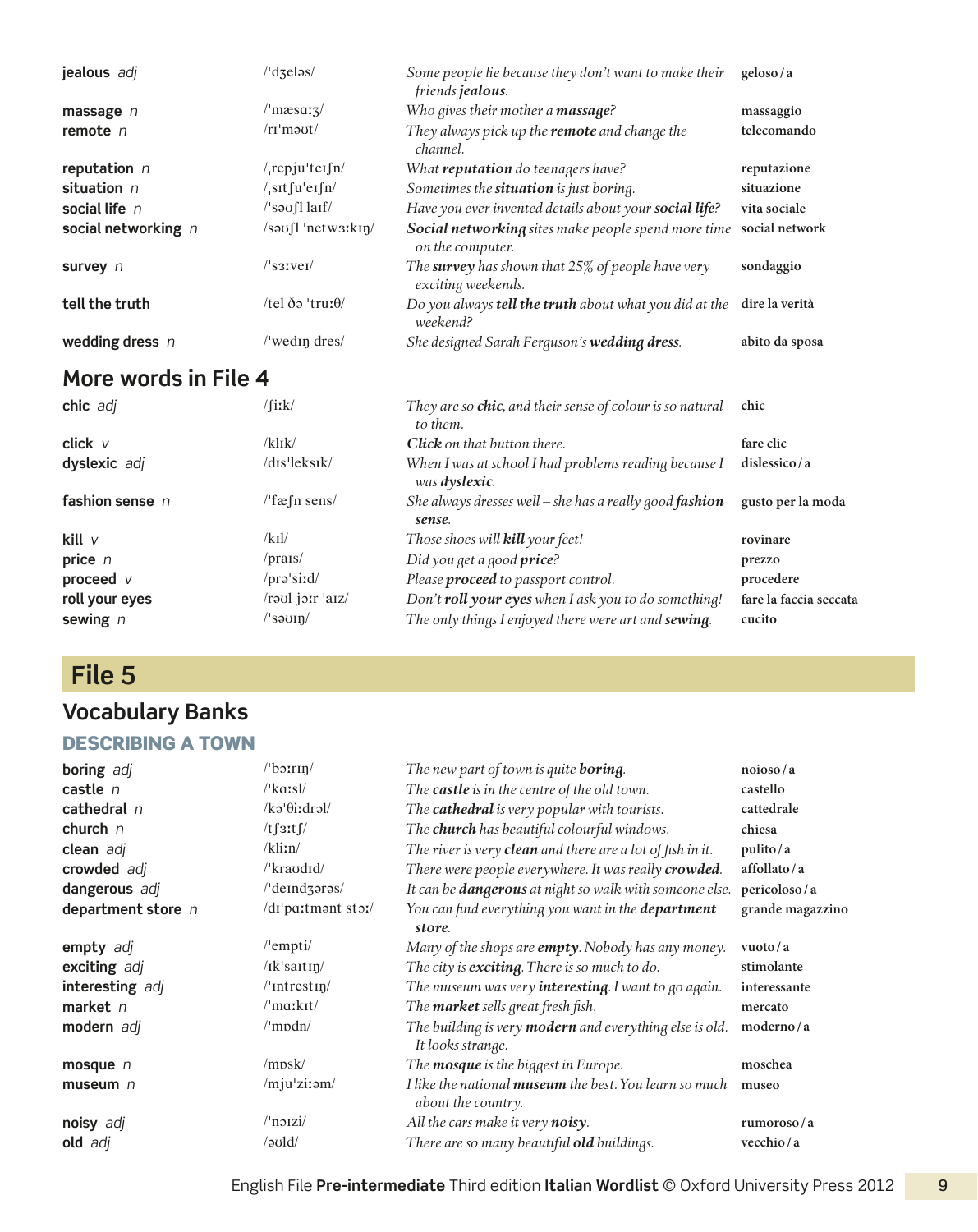| | | | |
|---|---|---|---|
| **jealous** *adj* | /ˈdʒeləs/ | *Some people lie because they don't want to make their friends **jealous**.* | geloso / a |
| **massage** *n* | /ˈmæsɑːʒ/ | *Who gives their mother a **massage**?* | massaggio |
| **remote** *n* | /rɪˈməʊt/ | *They always pick up the **remote** and change the channel.* | telecomando |
| **reputation** *n* | /ˌrepjuˈteɪʃn/ | *What **reputation** do teenagers have?* | reputazione |
| **situation** *n* | /ˌsɪtʃuˈeɪʃn/ | *Sometimes the **situation** is just boring.* | situazione |
| **social life** *n* | /ˈsəʊʃl laɪf/ | *Have you ever invented details about your **social life**?* | vita sociale |
| **social networking** *n* | /səʊʃl ˈnetwɜːkɪŋ/ | ***Social networking** sites make people spend more time on the computer.* | social network |
| **survey** *n* | /ˈsɜːveɪ/ | *The **survey** has shown that 25% of people have very exciting weekends.* | sondaggio |
| **tell the truth** | /tel ðə ˈtruːθ/ | *Do you always **tell the truth** about what you did at the weekend?* | dire la verità |
| **wedding dress** *n* | /ˈwedɪŋ dres/ | *She designed Sarah Ferguson's **wedding dress**.* | abito da sposa |

## More words in File 4

| | | | |
|---|---|---|---|
| **chic** *adj* | /ʃiːk/ | *They are so **chic**, and their sense of colour is so natural to them.* | chic |
| **click** *v* | /klɪk/ | ***Click** on that button there.* | fare clic |
| **dyslexic** *adj* | /dɪsˈleksɪk/ | *When I was at school I had problems reading because I was **dyslexic**.* | dislessico / a |
| **fashion sense** *n* | /ˈfæʃn sens/ | *She always dresses well – she has a really good **fashion sense**.* | gusto per la moda |
| **kill** *v* | /kɪl/ | *Those shoes will **kill** your feet!* | rovinare |
| **price** *n* | /praɪs/ | *Did you get a good **price**?* | prezzo |
| **proceed** *v* | /prəˈsiːd/ | *Please **proceed** to passport control.* | procedere |
| **roll your eyes** | /rəʊl jɔːr ˈaɪz/ | *Don't **roll your eyes** when I ask you to do something!* | fare la faccia seccata |
| **sewing** *n* | /ˈsəʊɪŋ/ | *The only things I enjoyed there were art and **sewing**.* | cucito |

# File 5

## Vocabulary Banks

### DESCRIBING A TOWN

| | | | |
|---|---|---|---|
| **boring** *adj* | /ˈbɔːrɪŋ/ | *The new part of town is quite **boring**.* | noioso / a |
| **castle** *n* | /ˈkɑːsl/ | *The **castle** is in the centre of the old town.* | castello |
| **cathedral** *n* | /kəˈθiːdrəl/ | *The **cathedral** is very popular with tourists.* | cattedrale |
| **church** *n* | /tʃɜːtʃ/ | *The **church** has beautiful colourful windows.* | chiesa |
| **clean** *adj* | /kliːn/ | *The river is very **clean** and there are a lot of fish in it.* | pulito / a |
| **crowded** *adj* | /ˈkraʊdɪd/ | *There were people everywhere. It was really **crowded**.* | affollato / a |
| **dangerous** *adj* | /ˈdeɪndʒərəs/ | *It can be **dangerous** at night so walk with someone else.* | pericoloso / a |
| **department store** *n* | /dɪˈpɑːtmənt stɔː/ | *You can find everything you want in the **department store**.* | grande magazzino |
| **empty** *adj* | /ˈempti/ | *Many of the shops are **empty**. Nobody has any money.* | vuoto / a |
| **exciting** *adj* | /ɪkˈsaɪtɪŋ/ | *The city is **exciting**. There is so much to do.* | stimolante |
| **interesting** *adj* | /ˈɪntrestɪŋ/ | *The museum was very **interesting**. I want to go again.* | interessante |
| **market** *n* | /ˈmɑːkɪt/ | *The **market** sells great fresh fish.* | mercato |
| **modern** *adj* | /ˈmɒdn/ | *The building is very **modern** and everything else is old. It looks strange.* | moderno / a |
| **mosque** *n* | /mɒsk/ | *The **mosque** is the biggest in Europe.* | moschea |
| **museum** *n* | /mjuˈziːəm/ | *I like the national **museum** the best. You learn so much about the country.* | museo |
| **noisy** *adj* | /ˈnɔɪzi/ | *All the cars make it very **noisy**.* | rumoroso / a |
| **old** *adj* | /əʊld/ | *There are so many beautiful **old** buildings.* | vecchio / a |

English File **Pre-intermediate** Third edition **Italian Wordlist** © Oxford University Press 2012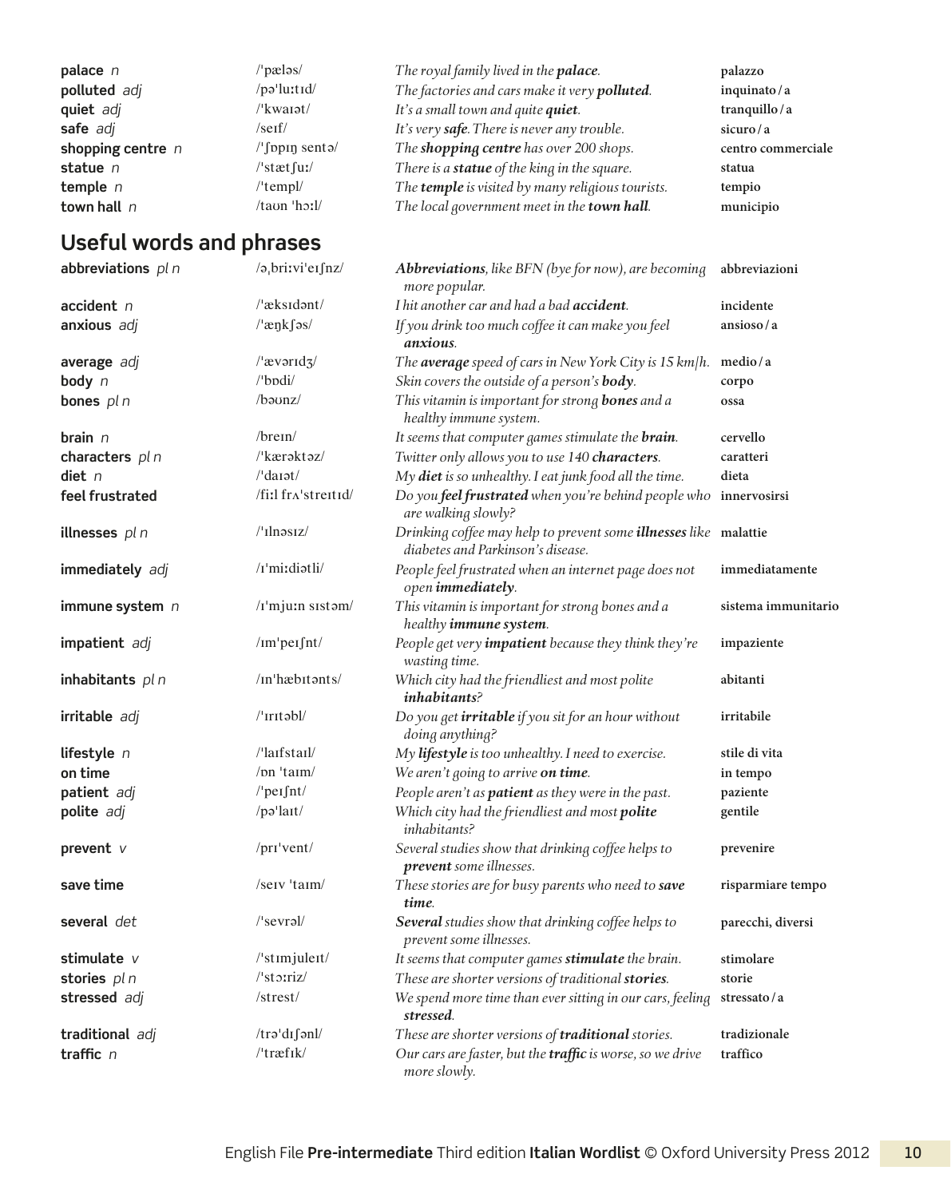| | | | |
|---|---|---|---|
| **palace** *n* | /ˈpæləs/ | *The royal family lived in the **palace**.* | **palazzo** |
| **polluted** *adj* | /pəˈluːtɪd/ | *The factories and cars make it very **polluted**.* | **inquinato / a** |
| **quiet** *adj* | /ˈkwaɪət/ | *It's a small town and quite **quiet**.* | **tranquillo / a** |
| **safe** *adj* | /seɪf/ | *It's very **safe**. There is never any trouble.* | **sicuro / a** |
| **shopping centre** *n* | /ˈʃɒpɪŋ sentə/ | *The **shopping centre** has over 200 shops.* | **centro commerciale** |
| **statue** *n* | /ˈstætʃuː/ | *There is a **statue** of the king in the square.* | **statua** |
| **temple** *n* | /ˈtempl/ | *The **temple** is visited by many religious tourists.* | **tempio** |
| **town hall** *n* | /taʊn ˈhɔːl/ | *The local government meet in the **town hall**.* | **municipio** |

## Useful words and phrases

| | | | |
|---|---|---|---|
| **abbreviations** *pl n* | /əˌbriːviˈeɪʃnz/ | ***Abbreviations**, like BFN (bye for now), are becoming more popular.* | **abbreviazioni** |
| **accident** *n* | /ˈæksɪdənt/ | *I hit another car and had a bad **accident**.* | **incidente** |
| **anxious** *adj* | /ˈæŋkʃəs/ | *If you drink too much coffee it can make you feel **anxious**.* | **ansioso / a** |
| **average** *adj* | /ˈævərɪdʒ/ | *The **average** speed of cars in New York City is 15 km/h.* | **medio / a** |
| **body** *n* | /ˈbɒdi/ | *Skin covers the outside of a person's **body**.* | **corpo** |
| **bones** *pl n* | /bəʊnz/ | *This vitamin is important for strong **bones** and a healthy immune system.* | **ossa** |
| **brain** *n* | /breɪn/ | *It seems that computer games stimulate the **brain**.* | **cervello** |
| **characters** *pl n* | /ˈkærəktəz/ | *Twitter only allows you to use 140 **characters**.* | **caratteri** |
| **diet** *n* | /ˈdaɪət/ | *My **diet** is so unhealthy. I eat junk food all the time.* | **dieta** |
| **feel frustrated** | /fiːl frʌˈstreɪtɪd/ | *Do you **feel frustrated** when you're behind people who are walking slowly?* | **innervosirsi** |
| **illnesses** *pl n* | /ˈɪlnəsɪz/ | *Drinking coffee may help to prevent some **illnesses** like diabetes and Parkinson's disease.* | **malattie** |
| **immediately** *adj* | /ɪˈmiːdiətli/ | *People feel frustrated when an internet page does not open **immediately**.* | **immediatamente** |
| **immune system** *n* | /ɪˈmjuːn sɪstəm/ | *This vitamin is important for strong bones and a healthy **immune system**.* | **sistema immunitario** |
| **impatient** *adj* | /ɪmˈpeɪʃnt/ | *People get very **impatient** because they think they're wasting time.* | **impaziente** |
| **inhabitants** *pl n* | /ɪnˈhæbɪtənts/ | *Which city had the friendliest and most polite **inhabitants**?* | **abitanti** |
| **irritable** *adj* | /ˈɪrɪtəbl/ | *Do you get **irritable** if you sit for an hour without doing anything?* | **irritabile** |
| **lifestyle** *n* | /ˈlaɪfstaɪl/ | *My **lifestyle** is too unhealthy. I need to exercise.* | **stile di vita** |
| **on time** | /ɒn ˈtaɪm/ | *We aren't going to arrive **on time**.* | **in tempo** |
| **patient** *adj* | /ˈpeɪʃnt/ | *People aren't as **patient** as they were in the past.* | **paziente** |
| **polite** *adj* | /pəˈlaɪt/ | *Which city had the friendliest and most **polite** inhabitants?* | **gentile** |
| **prevent** *v* | /prɪˈvent/ | *Several studies show that drinking coffee helps to **prevent** some illnesses.* | **prevenire** |
| **save time** | /seɪv ˈtaɪm/ | *These stories are for busy parents who need to **save time**.* | **risparmiare tempo** |
| **several** *det* | /ˈsevrəl/ | ***Several** studies show that drinking coffee helps to prevent some illnesses.* | **parecchi, diversi** |
| **stimulate** *v* | /ˈstɪmjuleɪt/ | *It seems that computer games **stimulate** the brain.* | **stimolare** |
| **stories** *pl n* | /ˈstɔːriz/ | *These are shorter versions of traditional **stories**.* | **storie** |
| **stressed** *adj* | /strest/ | *We spend more time than ever sitting in our cars, feeling **stressed**.* | **stressato / a** |
| **traditional** *adj* | /trəˈdɪʃənl/ | *These are shorter versions of **traditional** stories.* | **tradizionale** |
| **traffic** *n* | /ˈtræfɪk/ | *Our cars are faster, but the **traffic** is worse, so we drive more slowly.* | **traffico** |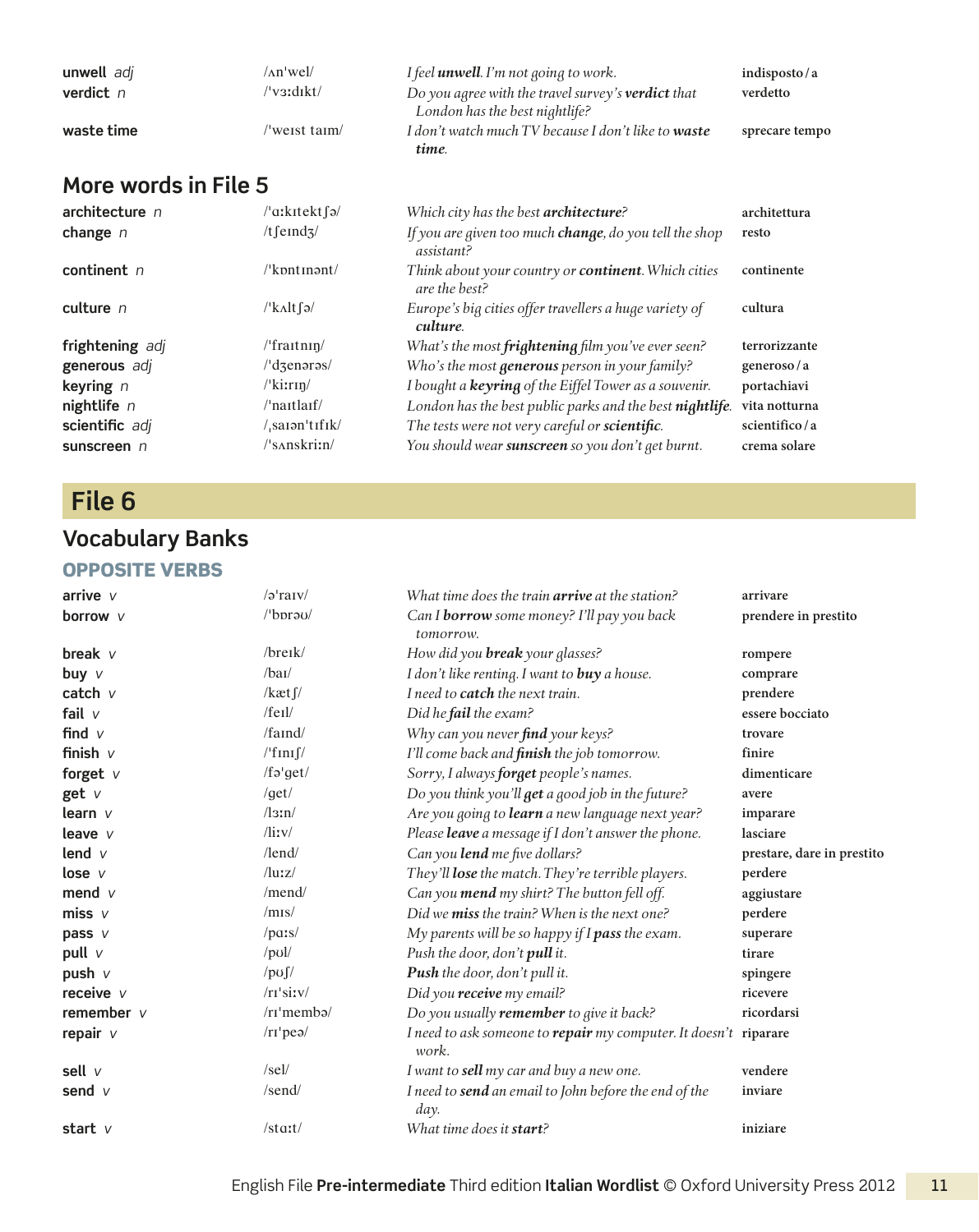| | | | |
|---|---|---|---|
| **unwell** *adj* | /ʌnˈwel/ | *I feel **unwell**. I'm not going to work.* | indisposto / a |
| **verdict** *n* | /ˈvɜːdɪkt/ | *Do you agree with the travel survey's **verdict** that London has the best nightlife?* | verdetto |
| **waste time** | /ˈweɪst taɪm/ | *I don't watch much TV because I don't like to **waste time**.* | sprecare tempo |

## More words in File 5

| | | | |
|---|---|---|---|
| **architecture** *n* | /ˈɑːkɪtektʃə/ | *Which city has the best **architecture**?* | architettura |
| **change** *n* | /tʃeɪndʒ/ | *If you are given too much **change**, do you tell the shop assistant?* | resto |
| **continent** *n* | /ˈkɒntɪnənt/ | *Think about your country or **continent**. Which cities are the best?* | continente |
| **culture** *n* | /ˈkʌltʃə/ | *Europe's big cities offer travellers a huge variety of **culture**.* | cultura |
| **frightening** *adj* | /ˈfraɪtnɪŋ/ | *What's the most **frightening** film you've ever seen?* | terrorizzante |
| **generous** *adj* | /ˈdʒenərəs/ | *Who's the most **generous** person in your family?* | generoso / a |
| **keyring** *n* | /ˈkiːrɪŋ/ | *I bought a **keyring** of the Eiffel Tower as a souvenir.* | portachiavi |
| **nightlife** *n* | /ˈnaɪtlaɪf/ | *London has the best public parks and the best **nightlife**.* | vita notturna |
| **scientific** *adj* | /ˌsaɪənˈtɪfɪk/ | *The tests were not very careful or **scientific**.* | scientifico / a |
| **sunscreen** *n* | /ˈsʌnskriːn/ | *You should wear **sunscreen** so you don't get burnt.* | crema solare |

# File 6

## Vocabulary Banks

### OPPOSITE VERBS

| | | | |
|---|---|---|---|
| **arrive** *v* | /əˈraɪv/ | *What time does the train **arrive** at the station?* | arrivare |
| **borrow** *v* | /ˈbɒrəʊ/ | *Can I **borrow** some money? I'll pay you back tomorrow.* | prendere in prestito |
| **break** *v* | /breɪk/ | *How did you **break** your glasses?* | rompere |
| **buy** *v* | /baɪ/ | *I don't like renting. I want to **buy** a house.* | comprare |
| **catch** *v* | /kætʃ/ | *I need to **catch** the next train.* | prendere |
| **fail** *v* | /feɪl/ | *Did he **fail** the exam?* | essere bocciato |
| **find** *v* | /faɪnd/ | *Why can you never **find** your keys?* | trovare |
| **finish** *v* | /ˈfɪnɪʃ/ | *I'll come back and **finish** the job tomorrow.* | finire |
| **forget** *v* | /fəˈget/ | *Sorry, I always **forget** people's names.* | dimenticare |
| **get** *v* | /get/ | *Do you think you'll **get** a good job in the future?* | avere |
| **learn** *v* | /lɜːn/ | *Are you going to **learn** a new language next year?* | imparare |
| **leave** *v* | /liːv/ | *Please **leave** a message if I don't answer the phone.* | lasciare |
| **lend** *v* | /lend/ | *Can you **lend** me five dollars?* | prestare, dare in prestito |
| **lose** *v* | /luːz/ | *They'll **lose** the match. They're terrible players.* | perdere |
| **mend** *v* | /mend/ | *Can you **mend** my shirt? The button fell off.* | aggiustare |
| **miss** *v* | /mɪs/ | *Did we **miss** the train? When is the next one?* | perdere |
| **pass** *v* | /pɑːs/ | *My parents will be so happy if I **pass** the exam.* | superare |
| **pull** *v* | /pʊl/ | *Push the door, don't **pull** it.* | tirare |
| **push** *v* | /pʊʃ/ | ***Push** the door, don't pull it.* | spingere |
| **receive** *v* | /rɪˈsiːv/ | *Did you **receive** my email?* | ricevere |
| **remember** *v* | /rɪˈmembə/ | *Do you usually **remember** to give it back?* | ricordarsi |
| **repair** *v* | /rɪˈpeə/ | *I need to ask someone to **repair** my computer. It doesn't work.* | riparare |
| **sell** *v* | /sel/ | *I want to **sell** my car and buy a new one.* | vendere |
| **send** *v* | /send/ | *I need to **send** an email to John before the end of the day.* | inviare |
| **start** *v* | /stɑːt/ | *What time does it **start**?* | iniziare |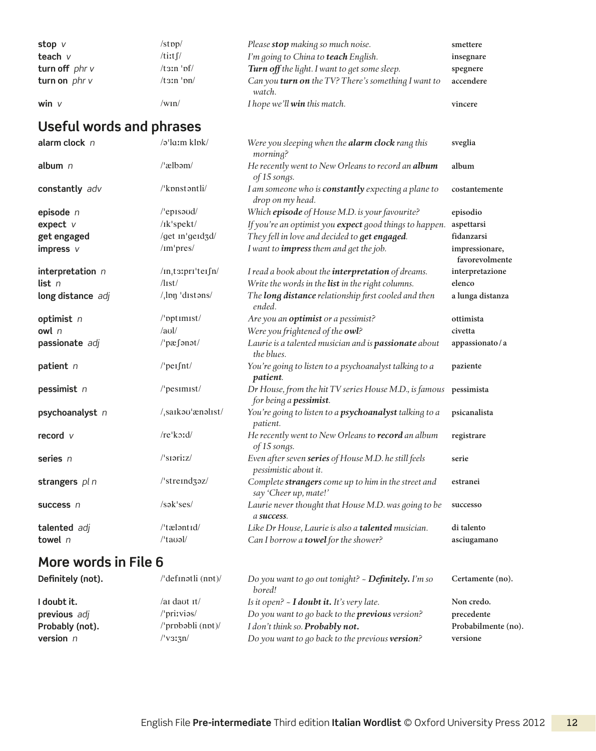| | | | |
|---|---|---|---|
| **stop** *v* | /stɒp/ | *Please **stop** making so much noise.* | **smettere** |
| **teach** *v* | /tiːtʃ/ | *I'm going to China to **teach** English.* | **insegnare** |
| **turn off** *phr v* | /tɜːn 'ɒf/ | ***Turn off** the light. I want to get some sleep.* | **spegnere** |
| **turn on** *phr v* | /tɜːn 'ɒn/ | *Can you **turn on** the TV? There's something I want to watch.* | **accendere** |
| **win** *v* | /wɪn/ | *I hope we'll **win** this match.* | **vincere** |

## Useful words and phrases

| | | | |
|---|---|---|---|
| **alarm clock** *n* | /ə'lɑːm klɒk/ | *Were you sleeping when the **alarm clock** rang this morning?* | **sveglia** |
| **album** *n* | /'ælbəm/ | *He recently went to New Orleans to record an **album** of 15 songs.* | **album** |
| **constantly** *adv* | /'kɒnstəntli/ | *I am someone who is **constantly** expecting a plane to drop on my head.* | **costantemente** |
| **episode** *n* | /'epɪsəʊd/ | *Which **episode** of House M.D. is your favourite?* | **episodio** |
| **expect** *v* | /ɪk'spekt/ | *If you're an optimist you **expect** good things to happen.* | **aspettarsi** |
| **get engaged** | /get ɪn'geɪdʒd/ | *They fell in love and decided to **get engaged**.* | **fidanzarsi** |
| **impress** *v* | /ɪm'pres/ | *I want to **impress** them and get the job.* | **impressionare, favorevolmente** |
| **interpretation** *n* | /ɪnˌtɜːprɪ'teɪʃn/ | *I read a book about the **interpretation** of dreams.* | **interpretazione** |
| **list** *n* | /lɪst/ | *Write the words in the **list** in the right columns.* | **elenco** |
| **long distance** *adj* | /ˌlɒŋ 'dɪstəns/ | *The **long distance** relationship first cooled and then ended.* | **a lunga distanza** |
| **optimist** *n* | /'ɒptɪmɪst/ | *Are you an **optimist** or a pessimist?* | **ottimista** |
| **owl** *n* | /aʊl/ | *Were you frightened of the **owl**?* | **civetta** |
| **passionate** *adj* | /'pæʃənət/ | *Laurie is a talented musician and is **passionate** about the blues.* | **appassionato / a** |
| **patient** *n* | /'peɪʃnt/ | *You're going to listen to a psychoanalyst talking to a **patient**.* | **paziente** |
| **pessimist** *n* | /'pesɪmɪst/ | *Dr House, from the hit TV series House M.D., is famous for being a **pessimist**.* | **pessimista** |
| **psychoanalyst** *n* | /ˌsaɪkəʊ'ænəlɪst/ | *You're going to listen to a **psychoanalyst** talking to a patient.* | **psicanalista** |
| **record** *v* | /re'kɔːd/ | *He recently went to New Orleans to **record** an album of 15 songs.* | **registrare** |
| **series** *n* | /'sɪəriːz/ | *Even after seven **series** of House M.D. he still feels pessimistic about it.* | **serie** |
| **strangers** *pl n* | /'streɪndʒəz/ | *Complete **strangers** come up to him in the street and say 'Cheer up, mate!'* | **estranei** |
| **success** *n* | /sək'ses/ | *Laurie never thought that House M.D. was going to be a **success**.* | **successo** |
| **talented** *adj* | /'tæləntɪd/ | *Like Dr House, Laurie is also a **talented** musician.* | **di talento** |
| **towel** *n* | /'taʊəl/ | *Can I borrow a **towel** for the shower?* | **asciugamano** |

## More words in File 6

| | | | |
|---|---|---|---|
| **Definitely (not).** | /'defɪnətli (nɒt)/ | *Do you want to go out tonight? ~ **Definitely.** I'm so bored!* | **Certamente (no).** |
| **I doubt it.** | /aɪ daʊt ɪt/ | *Is it open? ~ **I doubt it.** It's very late.* | **Non credo.** |
| **previous** *adj* | /'priːviəs/ | *Do you want to go back to the **previous** version?* | **precedente** |
| **Probably (not).** | /'prɒbəbli (nɒt)/ | *I don't think so. **Probably not.*** | **Probabilmente (no).** |
| **version** *n* | /'vɜːʒn/ | *Do you want to go back to the previous **version**?* | **versione** |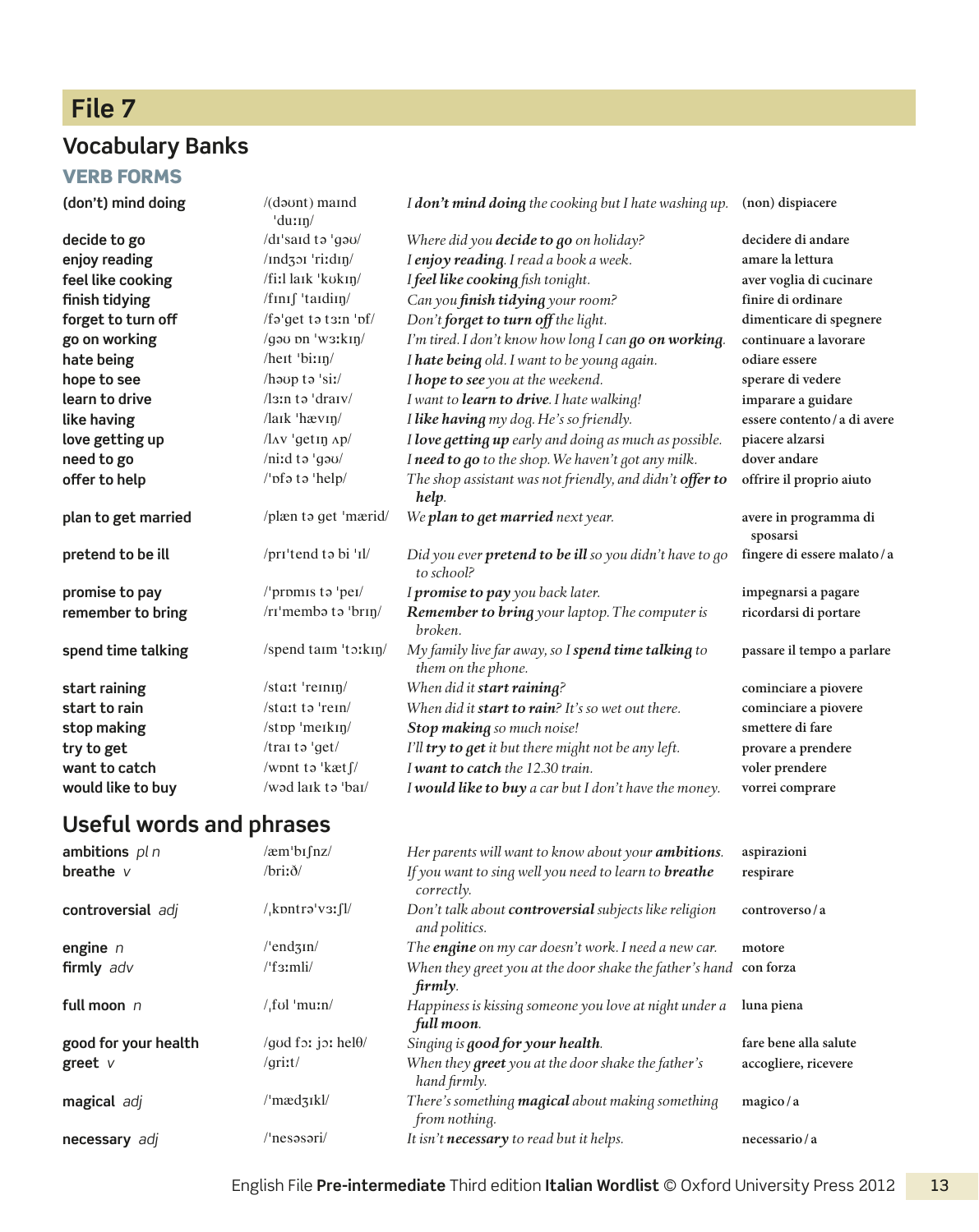# File 7

## Vocabulary Banks

### VERB FORMS

| | | | |
|---|---|---|---|
| **(don't) mind doing** | /(dəʊnt) maɪnd ˈduːɪŋ/ | *I **don't mind doing** the cooking but I hate washing up.* | **(non) dispiacere** |
| **decide to go** | /dɪˈsaɪd tə ˈɡəʊ/ | *Where did you **decide to go** on holiday?* | **decidere di andare** |
| **enjoy reading** | /ɪndʒɔɪ ˈriːdɪŋ/ | *I **enjoy reading**. I read a book a week.* | **amare la lettura** |
| **feel like cooking** | /fiːl laɪk ˈkʊkɪŋ/ | *I **feel like cooking** fish tonight.* | **aver voglia di cucinare** |
| **finish tidying** | /fɪnɪʃ ˈtaɪdiɪŋ/ | *Can you **finish tidying** your room?* | **finire di ordinare** |
| **forget to turn off** | /fəˈget tə tɜːn ˈɒf/ | *Don't **forget to turn off** the light.* | **dimenticare di spegnere** |
| **go on working** | /ɡəʊ ɒn ˈwɜːkɪŋ/ | *I'm tired. I don't know how long I can **go on working**.* | **continuare a lavorare** |
| **hate being** | /heɪt ˈbiːɪŋ/ | *I **hate being** old. I want to be young again.* | **odiare essere** |
| **hope to see** | /həʊp tə ˈsiː/ | *I **hope to see** you at the weekend.* | **sperare di vedere** |
| **learn to drive** | /lɜːn tə ˈdraɪv/ | *I want to **learn to drive**. I hate walking!* | **imparare a guidare** |
| **like having** | /laɪk ˈhævɪŋ/ | *I **like having** my dog. He's so friendly.* | **essere contento / a di avere** |
| **love getting up** | /lʌv ˈgetɪŋ ʌp/ | *I **love getting up** early and doing as much as possible.* | **piacere alzarsi** |
| **need to go** | /niːd tə ˈɡəʊ/ | *I **need to go** to the shop. We haven't got any milk.* | **dover andare** |
| **offer to help** | /ˈɒfə tə ˈhelp/ | *The shop assistant was not friendly, and didn't **offer to help**.* | **offrire il proprio aiuto** |
| **plan to get married** | /plæn tə get ˈmærid/ | *We **plan to get married** next year.* | **avere in programma di sposarsi** |
| **pretend to be ill** | /prɪˈtend tə bi ˈɪl/ | *Did you ever **pretend to be ill** so you didn't have to go to school?* | **fingere di essere malato / a** |
| **promise to pay** | /ˈprɒmɪs tə ˈpeɪ/ | *I **promise to pay** you back later.* | **impegnarsi a pagare** |
| **remember to bring** | /rɪˈmembə tə ˈbrɪŋ/ | ***Remember to bring** your laptop. The computer is broken.* | **ricordarsi di portare** |
| **spend time talking** | /spend taɪm ˈtɔːkɪŋ/ | *My family live far away, so I **spend time talking** to them on the phone.* | **passare il tempo a parlare** |
| **start raining** | /stɑːt ˈreɪnɪŋ/ | *When did it **start raining**?* | **cominciare a piovere** |
| **start to rain** | /stɑːt tə ˈreɪn/ | *When did it **start to rain**? It's so wet out there.* | **cominciare a piovere** |
| **stop making** | /stɒp ˈmeɪkɪŋ/ | ***Stop making** so much noise!* | **smettere di fare** |
| **try to get** | /traɪ tə ˈget/ | *I'll **try to get** it but there might not be any left.* | **provare a prendere** |
| **want to catch** | /wɒnt tə ˈkætʃ/ | *I **want to catch** the 12.30 train.* | **voler prendere** |
| **would like to buy** | /wəd laɪk tə ˈbaɪ/ | *I **would like to buy** a car but I don't have the money.* | **vorrei comprare** |

## Useful words and phrases

| | | | |
|---|---|---|---|
| **ambitions** *pl n* | /æmˈbɪʃnz/ | *Her parents will want to know about your **ambitions**.* | **aspirazioni** |
| **breathe** *v* | /briːð/ | *If you want to sing well you need to learn to **breathe** correctly.* | **respirare** |
| **controversial** *adj* | /ˌkɒntrəˈvɜːʃl/ | *Don't talk about **controversial** subjects like religion and politics.* | **controverso / a** |
| **engine** *n* | /ˈendʒɪn/ | *The **engine** on my car doesn't work. I need a new car.* | **motore** |
| **firmly** *adv* | /ˈfɜːmli/ | *When they greet you at the door shake the father's hand **firmly**.* | **con forza** |
| **full moon** *n* | /ˌfʊl ˈmuːn/ | *Happiness is kissing someone you love at night under a **full moon**.* | **luna piena** |
| **good for your health** | /ɡʊd fɔː jɔː helθ/ | *Singing is **good for your health**.* | **fare bene alla salute** |
| **greet** *v* | /ɡriːt/ | *When they **greet** you at the door shake the father's hand firmly.* | **accogliere, ricevere** |
| **magical** *adj* | /ˈmædʒɪkl/ | *There's something **magical** about making something from nothing.* | **magico / a** |
| **necessary** *adj* | /ˈnesəsəri/ | *It isn't **necessary** to read but it helps.* | **necessario / a** |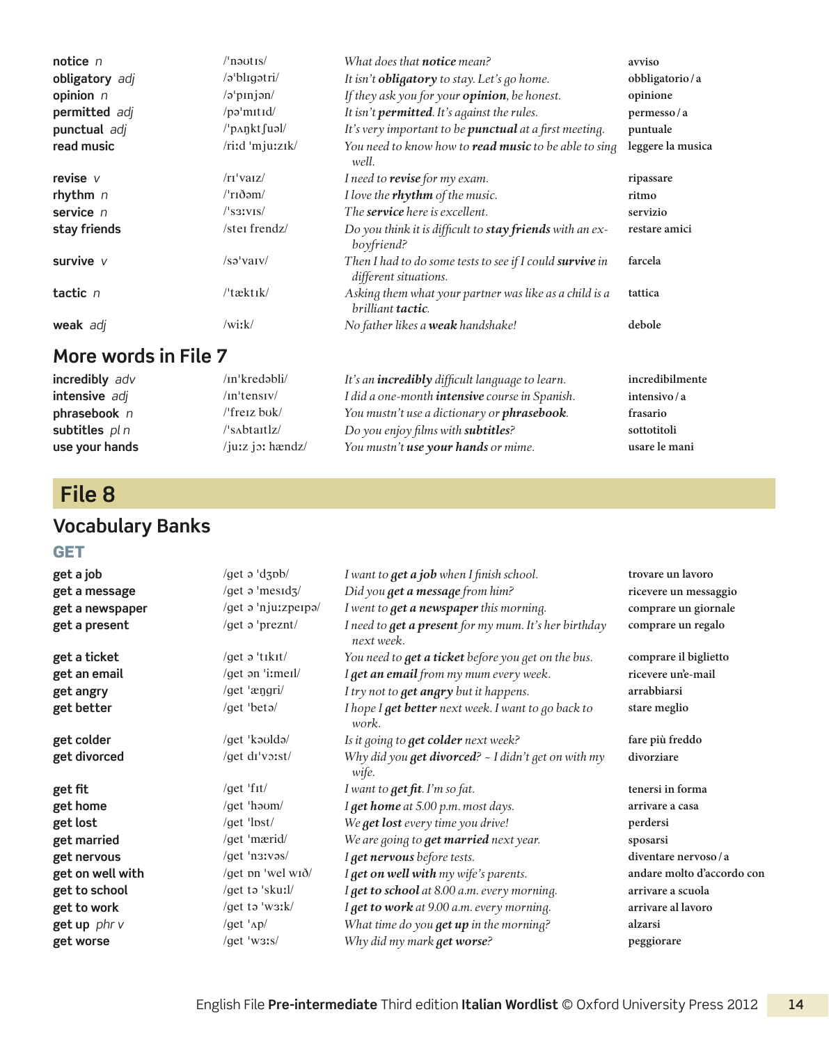| | | | |
|---|---|---|---|
| **notice** *n* | /ˈnəʊtɪs/ | *What does that* ***notice*** *mean?* | avviso |
| **obligatory** *adj* | /əˈblɪgətri/ | *It isn't* ***obligatory*** *to stay. Let's go home.* | obbligatorio / a |
| **opinion** *n* | /əˈpɪnjən/ | *If they ask you for your* ***opinion****, be honest.* | opinione |
| **permitted** *adj* | /pəˈmɪtɪd/ | *It isn't* ***permitted****. It's against the rules.* | permesso / a |
| **punctual** *adj* | /ˈpʌŋktʃuəl/ | *It's very important to be* ***punctual*** *at a first meeting.* | puntuale |
| **read music** | /riːd ˈmjuːzɪk/ | *You need to know how to* ***read music*** *to be able to sing well.* | leggere la musica |
| **revise** *v* | /rɪˈvaɪz/ | *I need to* ***revise*** *for my exam.* | ripassare |
| **rhythm** *n* | /ˈrɪðəm/ | *I love the* ***rhythm*** *of the music.* | ritmo |
| **service** *n* | /ˈsɜːvɪs/ | *The* ***service*** *here is excellent.* | servizio |
| **stay friends** | /steɪ frendz/ | *Do you think it is difficult to* ***stay friends*** *with an ex-boyfriend?* | restare amici |
| **survive** *v* | /səˈvaɪv/ | *Then I had to do some tests to see if I could* ***survive*** *in different situations.* | farcela |
| **tactic** *n* | /ˈtæktɪk/ | *Asking them what your partner was like as a child is a brilliant* ***tactic****.* | tattica |
| **weak** *adj* | /wiːk/ | *No father likes a* ***weak*** *handshake!* | debole |

## More words in File 7

| | | | |
|---|---|---|---|
| **incredibly** *adv* | /ɪnˈkredəbli/ | *It's an* ***incredibly*** *difficult language to learn.* | incredibilmente |
| **intensive** *adj* | /ɪnˈtensɪv/ | *I did a one-month* ***intensive*** *course in Spanish.* | intensivo / a |
| **phrasebook** *n* | /ˈfreɪz bʊk/ | *You mustn't use a dictionary or* ***phrasebook****.* | frasario |
| **subtitles** *pl n* | /ˈsʌbtaɪtlz/ | *Do you enjoy films with* ***subtitles****?* | sottotitoli |
| **use your hands** | /juːz jɔː hændz/ | *You mustn't* ***use your hands*** *or mime.* | usare le mani |

# File 8

## Vocabulary Banks

### GET

| | | | |
|---|---|---|---|
| **get a job** | /get ə ˈdʒɒb/ | *I want to* ***get a job*** *when I finish school.* | trovare un lavoro |
| **get a message** | /get ə ˈmesɪdʒ/ | *Did you* ***get a message*** *from him?* | ricevere un messaggio |
| **get a newspaper** | /get ə ˈnjuːzpeɪpə/ | *I went to* ***get a newspaper*** *this morning.* | comprare un giornale |
| **get a present** | /get ə ˈpreznt/ | *I need to* ***get a present*** *for my mum. It's her birthday next week.* | comprare un regalo |
| **get a ticket** | /get ə ˈtɪkɪt/ | *You need to* ***get a ticket*** *before you get on the bus.* | comprare il biglietto |
| **get an email** | /get ən ˈiːmeɪl/ | *I* ***get an email*** *from my mum every week.* | ricevere un'e-mail |
| **get angry** | /get ˈæŋgri/ | *I try not to* ***get angry*** *but it happens.* | arrabbiarsi |
| **get better** | /get ˈbetə/ | *I hope I* ***get better*** *next week. I want to go back to work.* | stare meglio |
| **get colder** | /get ˈkəʊldə/ | *Is it going to* ***get colder*** *next week?* | fare più freddo |
| **get divorced** | /get dɪˈvɔːst/ | *Why did you* ***get divorced****? ~ I didn't get on with my wife.* | divorziare |
| **get fit** | /get ˈfɪt/ | *I want to* ***get fit****. I'm so fat.* | tenersi in forma |
| **get home** | /get ˈhəʊm/ | *I* ***get home*** *at 5.00 p.m. most days.* | arrivare a casa |
| **get lost** | /get ˈlɒst/ | *We* ***get lost*** *every time you drive!* | perdersi |
| **get married** | /get ˈmærid/ | *We are going to* ***get married*** *next year.* | sposarsi |
| **get nervous** | /get ˈnɜːvəs/ | *I* ***get nervous*** *before tests.* | diventare nervoso / a |
| **get on well with** | /get ɒn ˈwel wɪð/ | *I* ***get on well with*** *my wife's parents.* | andare molto d'accordo con |
| **get to school** | /get tə ˈskuːl/ | *I* ***get to school*** *at 8.00 a.m. every morning.* | arrivare a scuola |
| **get to work** | /get tə ˈwɜːk/ | *I* ***get to work*** *at 9.00 a.m. every morning.* | arrivare al lavoro |
| **get up** *phr v* | /get ˈʌp/ | *What time do you* ***get up*** *in the morning?* | alzarsi |
| **get worse** | /get ˈwɜːs/ | *Why did my mark* ***get worse****?* | peggiorare |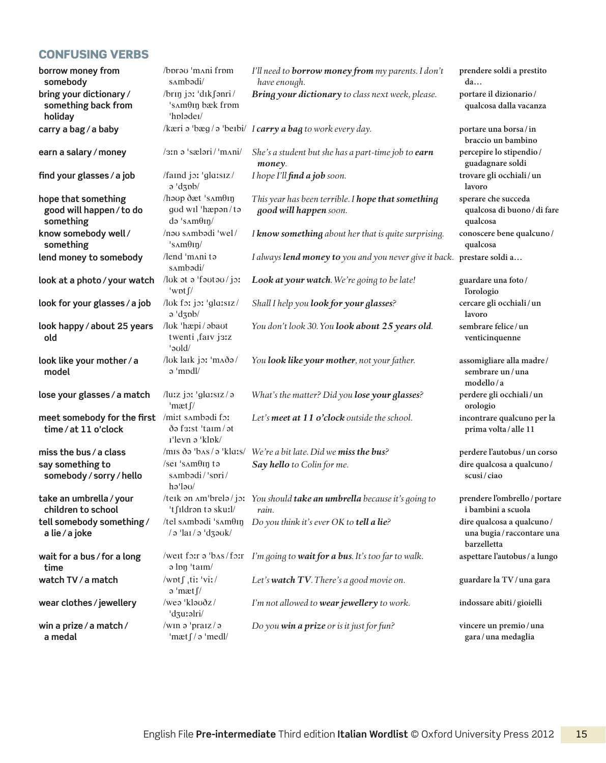## CONFUSING VERBS

| | | | |
|---|---|---|---|
| **borrow money from somebody** | /bɒrəʊ ˈmʌni frɒm sʌmbədi/ | *I'll need to* ***borrow money from*** *my parents. I don't have enough.* | **prendere soldi a prestito da…** |
| **bring your dictionary / something back from holiday** | /brɪŋ jɔː ˈdɪkʃənri / ˈsʌmθɪŋ bæk frɒm ˈhɒlədeɪ/ | ***Bring your dictionary*** *to class next week, please.* | **portare il dizionario / qualcosa dalla vacanza** |
| **carry a bag / a baby** | /kæri ə ˈbæg / ə ˈbeɪbi/ | *I* ***carry a bag*** *to work every day.* | **portare una borsa / in braccio un bambino** |
| **earn a salary / money** | /ɜːn ə ˈsæləri / ˈmʌni/ | *She's a student but she has a part-time job to* ***earn money****.* | **percepire lo stipendio / guadagnare soldi** |
| **find your glasses / a job** | /faɪnd jɔː ˈglɑːsɪz / ə ˈdʒɒb/ | *I hope I'll* ***find a job*** *soon.* | **trovare gli occhiali / un lavoro** |
| **hope that something good will happen / to do something** | /həʊp ðət ˈsʌmθɪŋ gʊd wɪl ˈhæpən / tə də ˈsʌmθɪŋ/ | *This year has been terrible. I* ***hope that something good will happen*** *soon.* | **sperare che succeda qualcosa di buono / di fare qualcosa** |
| **know somebody well / something** | /nəʊ sʌmbədi ˈwel / ˈsʌmθɪŋ/ | *I* ***know something*** *about her that is quite surprising.* | **conoscere bene qualcuno / qualcosa** |
| **lend money to somebody** | /lend ˈmʌni tə sʌmbədi/ | *I always* ***lend money to*** *you and you never give it back.* | **prestare soldi a…** |
| **look at a photo / your watch** | /lʊk ət ə ˈfəʊtəʊ / jɔː ˈwɒtʃ/ | ***Look at your watch****. We're going to be late!* | **guardare una foto / l'orologio** |
| **look for your glasses / a job** | /lʊk fɔː jɔː ˈglɑːsɪz / ə ˈdʒɒb/ | *Shall I help you* ***look for your glasses****?* | **cercare gli occhiali / un lavoro** |
| **look happy / about 25 years old** | /lʊk ˈhæpi / əbaʊt twenti ˌfaɪv jɜːz ˈəʊld/ | *You don't look 30. You* ***look about 25 years old****.* | **sembrare felice / un venticinquenne** |
| **look like your mother / a model** | /lʊk laɪk jɔː ˈmʌðə / ə ˈmɒdl/ | *You* ***look like your mother****, not your father.* | **assomigliare alla madre / sembrare un / una modello / a** |
| **lose your glasses / a match** | /luːz jɔː ˈglɑːsɪz / ə ˈmætʃ/ | *What's the matter? Did you* ***lose your glasses****?* | **perdere gli occhiali / un orologio** |
| **meet somebody for the first time / at 11 o'clock** | /miːt sʌmbədi fɔː ðə fɜːst ˈtaɪm / ət ɪˈlevn ə ˈklɒk/ | *Let's* ***meet at 11 o'clock*** *outside the school.* | **incontrare qualcuno per la prima volta / alle 11** |
| **miss the bus / a class** | /mɪs ðə ˈbʌs / ə ˈklɑːs/ | *We're a bit late. Did we* ***miss the bus****?* | **perdere l'autobus / un corso** |
| **say something to somebody / sorry / hello** | /seɪ ˈsʌmθɪŋ tə sʌmbədi / ˈsɒri / həˈləʊ/ | ***Say hello*** *to Colin for me.* | **dire qualcosa a qualcuno / scusi / ciao** |
| **take an umbrella / your children to school** | /teɪk ən ʌmˈbrelə / jɔː ˈtʃɪldrən tə skuːl/ | *You should* ***take an umbrella*** *because it's going to rain.* | **prendere l'ombrello / portare i bambini a scuola** |
| **tell somebody something / a lie / a joke** | /tel sʌmbədi ˈsʌmθɪŋ / ə ˈlaɪ / ə ˈdʒəʊk/ | *Do you think it's ever OK to* ***tell a lie****?* | **dire qualcosa a qualcuno / una bugia / raccontare una barzelletta** |
| **wait for a bus / for a long time** | /weɪt fɔːr ə ˈbʌs / fɔːr ə lɒŋ ˈtaɪm/ | *I'm going to* ***wait for a bus****. It's too far to walk.* | **aspettare l'autobus / a lungo** |
| **watch TV / a match** | /wɒtʃ ˌtiː ˈviː / ə ˈmætʃ/ | *Let's* ***watch TV****. There's a good movie on.* | **guardare la TV / una gara** |
| **wear clothes / jewellery** | /weə ˈkləʊðz / ˈdʒuːəlri/ | *I'm not allowed to* ***wear jewellery*** *to work.* | **indossare abiti / gioielli** |
| **win a prize / a match / a medal** | /wɪn ə ˈpraɪz / ə ˈmætʃ / ə ˈmedl/ | *Do you* ***win a prize*** *or is it just for fun?* | **vincere un premio / una gara / una medaglia** |

English File **Pre-intermediate** Third edition **Italian Wordlist** © Oxford University Press 2012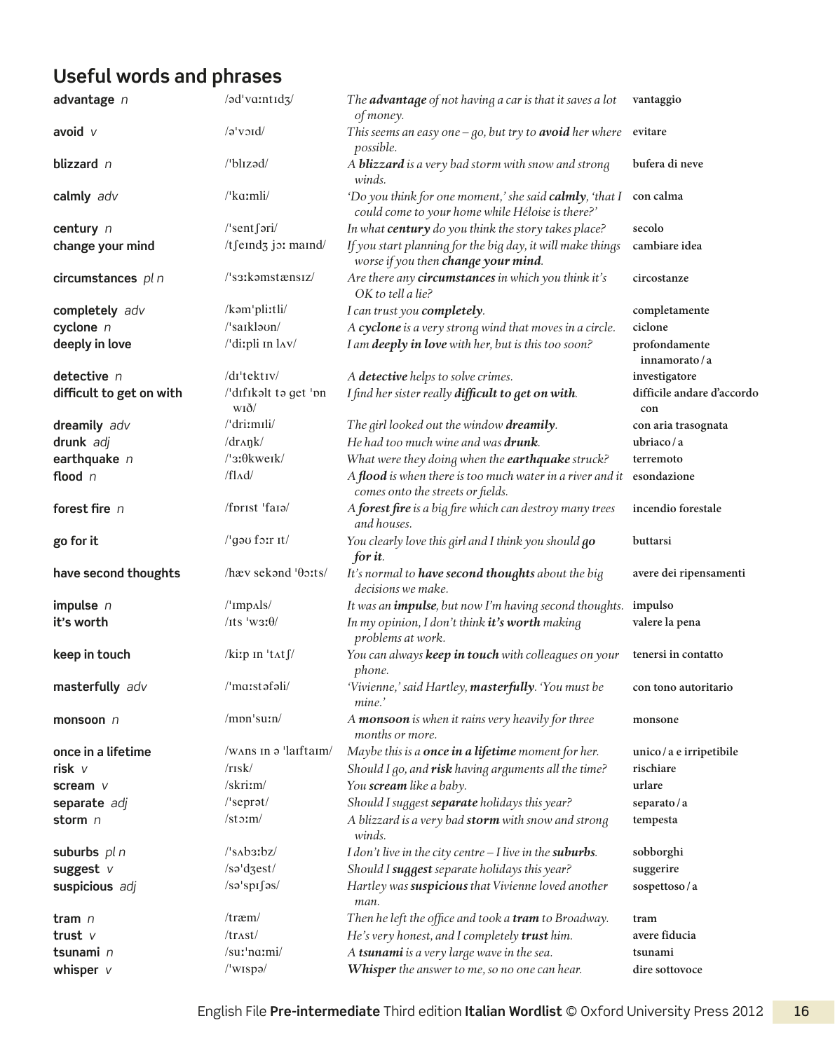## Useful words and phrases

| | | | |
|---|---|---|---|
| **advantage** *n* | /əd'vɑːntɪdʒ/ | *The **advantage** of not having a car is that it saves a lot of money.* | **vantaggio** |
| **avoid** *v* | /ə'vɔɪd/ | *This seems an easy one – go, but try to **avoid** her where possible.* | **evitare** |
| **blizzard** *n* | /'blɪzəd/ | *A **blizzard** is a very bad storm with snow and strong winds.* | **bufera di neve** |
| **calmly** *adv* | /'kɑːmli/ | *'Do you think for one moment,' she said **calmly**, 'that I could come to your home while Héloise is there?'* | **con calma** |
| **century** *n* | /'sentʃəri/ | *In what **century** do you think the story takes place?* | **secolo** |
| **change your mind** | /tʃeɪndʒ jɔː maɪnd/ | *If you start planning for the big day, it will make things worse if you then **change your mind**.* | **cambiare idea** |
| **circumstances** *pl n* | /'sɜːkəmstænsɪz/ | *Are there any **circumstances** in which you think it's OK to tell a lie?* | **circostanze** |
| **completely** *adv* | /kəm'pliːtli/ | *I can trust you **completely**.* | **completamente** |
| **cyclone** *n* | /'saɪkləʊn/ | *A **cyclone** is a very strong wind that moves in a circle.* | **ciclone** |
| **deeply in love** | /'diːpli ɪn lʌv/ | *I am **deeply in love** with her, but is this too soon?* | **profondamente innamorato / a** |
| **detective** *n* | /dɪ'tektɪv/ | *A **detective** helps to solve crimes.* | **investigatore** |
| **difficult to get on with** | /'dɪfɪkəlt tə get 'ɒn wɪð/ | *I find her sister really **difficult to get on with**.* | **difficile andare d'accordo con** |
| **dreamily** *adv* | /'driːmɪli/ | *The girl looked out the window **dreamily**.* | **con aria trasognata** |
| **drunk** *adj* | /drʌŋk/ | *He had too much wine and was **drunk**.* | **ubriaco / a** |
| **earthquake** *n* | /'ɜːθkweɪk/ | *What were they doing when the **earthquake** struck?* | **terremoto** |
| **flood** *n* | /flʌd/ | *A **flood** is when there is too much water in a river and it comes onto the streets or fields.* | **esondazione** |
| **forest fire** *n* | /fɒrɪst 'faɪə/ | *A **forest fire** is a big fire which can destroy many trees and houses.* | **incendio forestale** |
| **go for it** | /'gəʊ fɔːr ɪt/ | *You clearly love this girl and I think you should **go for it**.* | **buttarsi** |
| **have second thoughts** | /hæv sekənd 'θɔːts/ | *It's normal to **have second thoughts** about the big decisions we make.* | **avere dei ripensamenti** |
| **impulse** *n* | /'ɪmpʌls/ | *It was an **impulse**, but now I'm having second thoughts.* | **impulso** |
| **it's worth** | /ɪts 'wɜːθ/ | *In my opinion, I don't think **it's worth** making problems at work.* | **valere la pena** |
| **keep in touch** | /kiːp ɪn 'tʌtʃ/ | *You can always **keep in touch** with colleagues on your phone.* | **tenersi in contatto** |
| **masterfully** *adv* | /'mɑːstəfəli/ | *'Vivienne,' said Hartley, **masterfully**. 'You must be mine.'* | **con tono autoritario** |
| **monsoon** *n* | /mɒn'suːn/ | *A **monsoon** is when it rains very heavily for three months or more.* | **monsone** |
| **once in a lifetime** | /wʌns ɪn ə 'laɪftaɪm/ | *Maybe this is a **once in a lifetime** moment for her.* | **unico / a e irripetibile** |
| **risk** *v* | /rɪsk/ | *Should I go, and **risk** having arguments all the time?* | **rischiare** |
| **scream** *v* | /skriːm/ | *You **scream** like a baby.* | **urlare** |
| **separate** *adj* | /'seprət/ | *Should I suggest **separate** holidays this year?* | **separato / a** |
| **storm** *n* | /stɔːm/ | *A blizzard is a very bad **storm** with snow and strong winds.* | **tempesta** |
| **suburbs** *pl n* | /'sʌbɜːbz/ | *I don't live in the city centre – I live in the **suburbs**.* | **sobborghi** |
| **suggest** *v* | /sə'dʒest/ | *Should I **suggest** separate holidays this year?* | **suggerire** |
| **suspicious** *adj* | /sə'spɪʃəs/ | *Hartley was **suspicious** that Vivienne loved another man.* | **sospettoso / a** |
| **tram** *n* | /træm/ | *Then he left the office and took a **tram** to Broadway.* | **tram** |
| **trust** *v* | /trʌst/ | *He's very honest, and I completely **trust** him.* | **avere fiducia** |
| **tsunami** *n* | /suː'nɑːmi/ | *A **tsunami** is a very large wave in the sea.* | **tsunami** |
| **whisper** *v* | /'wɪspə/ | ***Whisper** the answer to me, so no one can hear.* | **dire sottovoce** |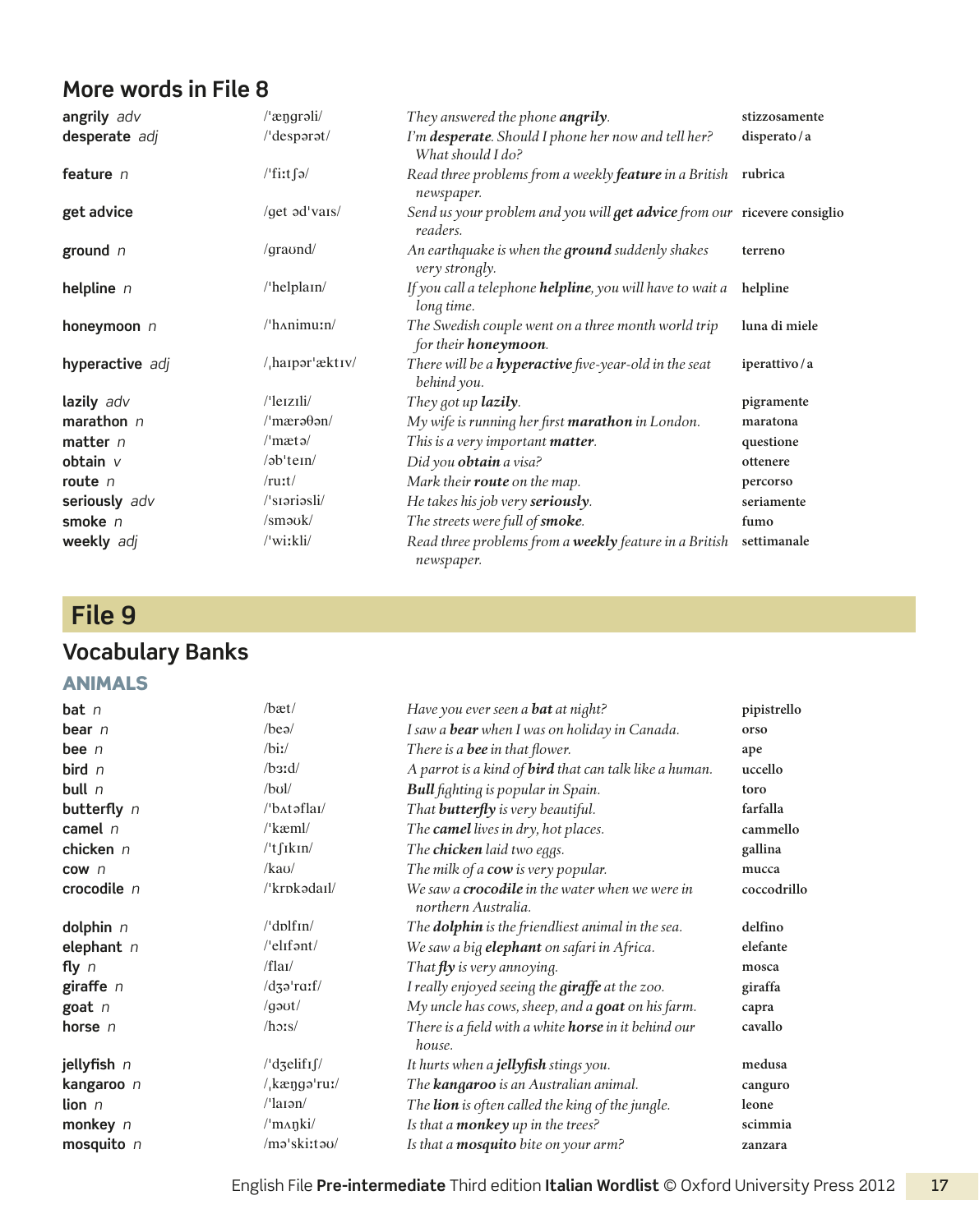## More words in File 8

| | | | |
|---|---|---|---|
| **angrily** *adv* | /ˈæŋɡrəli/ | *They answered the phone **angrily**.* | **stizzosamente** |
| **desperate** *adj* | /ˈdespərət/ | *I'm **desperate**. Should I phone her now and tell her? What should I do?* | **disperato / a** |
| **feature** *n* | /ˈfiːtʃə/ | *Read three problems from a weekly **feature** in a British newspaper.* | **rubrica** |
| **get advice** | /ɡet ədˈvaɪs/ | *Send us your problem and you will **get advice** from our readers.* | **ricevere consiglio** |
| **ground** *n* | /ɡraʊnd/ | *An earthquake is when the **ground** suddenly shakes very strongly.* | **terreno** |
| **helpline** *n* | /ˈhelplaɪn/ | *If you call a telephone **helpline**, you will have to wait a long time.* | **helpline** |
| **honeymoon** *n* | /ˈhʌnimuːn/ | *The Swedish couple went on a three month world trip for their **honeymoon**.* | **luna di miele** |
| **hyperactive** *adj* | /ˌhaɪpərˈæktɪv/ | *There will be a **hyperactive** five-year-old in the seat behind you.* | **iperattivo / a** |
| **lazily** *adv* | /ˈleɪzɪli/ | *They got up **lazily**.* | **pigramente** |
| **marathon** *n* | /ˈmærəθən/ | *My wife is running her first **marathon** in London.* | **maratona** |
| **matter** *n* | /ˈmætə/ | *This is a very important **matter**.* | **questione** |
| **obtain** *v* | /əbˈteɪn/ | *Did you **obtain** a visa?* | **ottenere** |
| **route** *n* | /ruːt/ | *Mark their **route** on the map.* | **percorso** |
| **seriously** *adv* | /ˈsɪəriəsli/ | *He takes his job very **seriously**.* | **seriamente** |
| **smoke** *n* | /sməʊk/ | *The streets were full of **smoke**.* | **fumo** |
| **weekly** *adj* | /ˈwiːkli/ | *Read three problems from a **weekly** feature in a British newspaper.* | **settimanale** |

# File 9

## Vocabulary Banks

### ANIMALS

| | | | |
|---|---|---|---|
| **bat** *n* | /bæt/ | *Have you ever seen a **bat** at night?* | **pipistrello** |
| **bear** *n* | /beə/ | *I saw a **bear** when I was on holiday in Canada.* | **orso** |
| **bee** *n* | /biː/ | *There is a **bee** in that flower.* | **ape** |
| **bird** *n* | /bɜːd/ | *A parrot is a kind of **bird** that can talk like a human.* | **uccello** |
| **bull** *n* | /bʊl/ | ***Bull** fighting is popular in Spain.* | **toro** |
| **butterfly** *n* | /ˈbʌtəflaɪ/ | *That **butterfly** is very beautiful.* | **farfalla** |
| **camel** *n* | /ˈkæml/ | *The **camel** lives in dry, hot places.* | **cammello** |
| **chicken** *n* | /ˈtʃɪkɪn/ | *The **chicken** laid two eggs.* | **gallina** |
| **cow** *n* | /kaʊ/ | *The milk of a **cow** is very popular.* | **mucca** |
| **crocodile** *n* | /ˈkrɒkədaɪl/ | *We saw a **crocodile** in the water when we were in northern Australia.* | **coccodrillo** |
| **dolphin** *n* | /ˈdɒlfɪn/ | *The **dolphin** is the friendliest animal in the sea.* | **delfino** |
| **elephant** *n* | /ˈelɪfənt/ | *We saw a big **elephant** on safari in Africa.* | **elefante** |
| **fly** *n* | /flaɪ/ | *That **fly** is very annoying.* | **mosca** |
| **giraffe** *n* | /dʒəˈrɑːf/ | *I really enjoyed seeing the **giraffe** at the zoo.* | **giraffa** |
| **goat** *n* | /ɡəʊt/ | *My uncle has cows, sheep, and a **goat** on his farm.* | **capra** |
| **horse** *n* | /hɔːs/ | *There is a field with a white **horse** in it behind our house.* | **cavallo** |
| **jellyfish** *n* | /ˈdʒelifɪʃ/ | *It hurts when a **jellyfish** stings you.* | **medusa** |
| **kangaroo** *n* | /ˌkæŋɡəˈruː/ | *The **kangaroo** is an Australian animal.* | **canguro** |
| **lion** *n* | /ˈlaɪən/ | *The **lion** is often called the king of the jungle.* | **leone** |
| **monkey** *n* | /ˈmʌŋki/ | *Is that a **monkey** up in the trees?* | **scimmia** |
| **mosquito** *n* | /məˈskiːtəʊ/ | *Is that a **mosquito** bite on your arm?* | **zanzara** |

English File **Pre-intermediate** Third edition **Italian Wordlist** © Oxford University Press 2012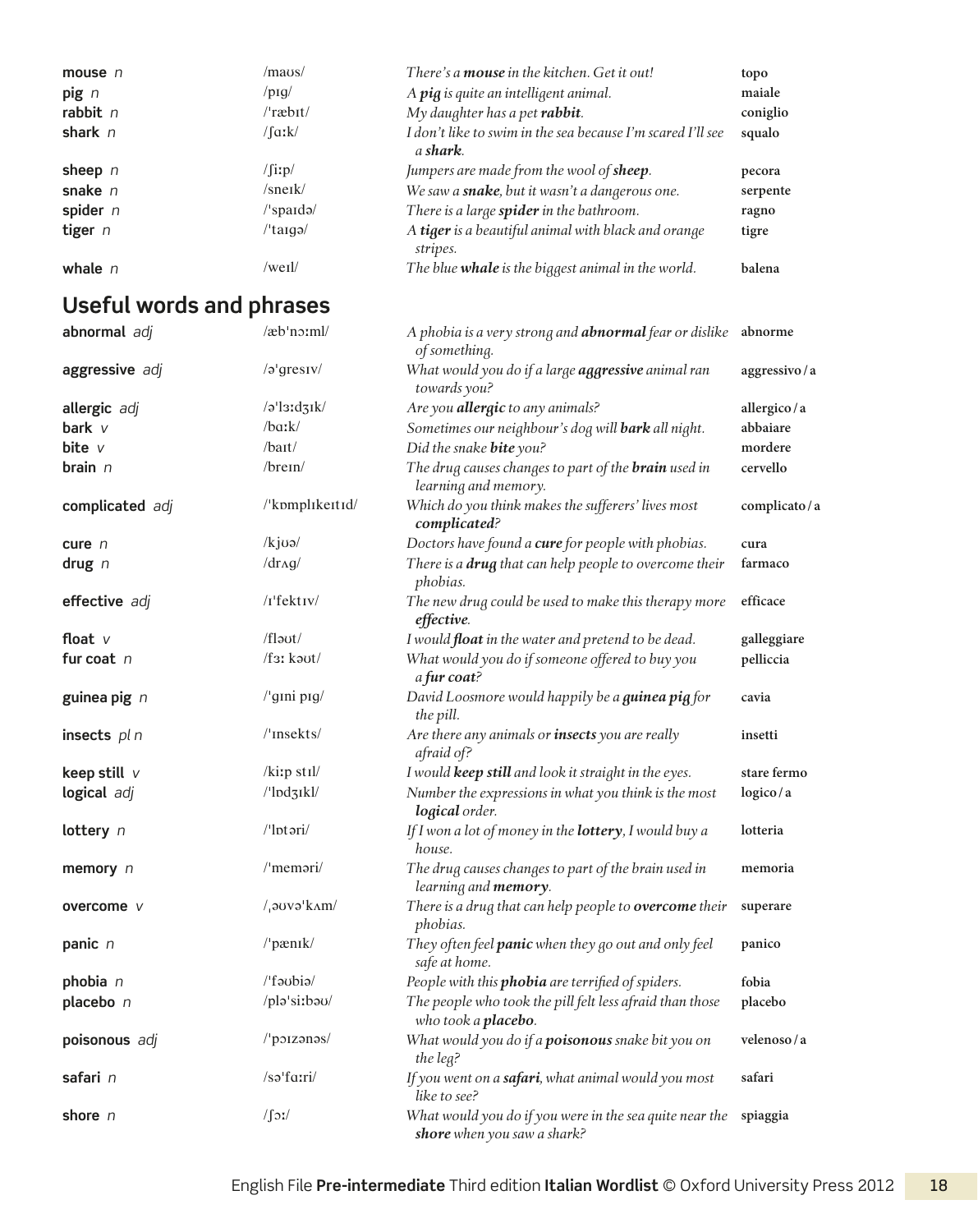| | | | |
|---|---|---|---|
| **mouse** *n* | /maʊs/ | *There's a **mouse** in the kitchen. Get it out!* | topo |
| **pig** *n* | /pɪɡ/ | *A **pig** is quite an intelligent animal.* | maiale |
| **rabbit** *n* | /ˈræbɪt/ | *My daughter has a pet **rabbit**.* | coniglio |
| **shark** *n* | /ʃɑːk/ | *I don't like to swim in the sea because I'm scared I'll see a **shark**.* | squalo |
| **sheep** *n* | /ʃiːp/ | *Jumpers are made from the wool of **sheep**.* | pecora |
| **snake** *n* | /sneɪk/ | *We saw a **snake**, but it wasn't a dangerous one.* | serpente |
| **spider** *n* | /ˈspaɪdə/ | *There is a large **spider** in the bathroom.* | ragno |
| **tiger** *n* | /ˈtaɪɡə/ | *A **tiger** is a beautiful animal with black and orange stripes.* | tigre |
| **whale** *n* | /weɪl/ | *The blue **whale** is the biggest animal in the world.* | balena |

## Useful words and phrases

| | | | |
|---|---|---|---|
| **abnormal** *adj* | /æbˈnɔːml/ | *A phobia is a very strong and **abnormal** fear or dislike of something.* | abnorme |
| **aggressive** *adj* | /əˈɡresɪv/ | *What would you do if a large **aggressive** animal ran towards you?* | aggressivo / a |
| **allergic** *adj* | /əˈlɜːdʒɪk/ | *Are you **allergic** to any animals?* | allergico / a |
| **bark** *v* | /bɑːk/ | *Sometimes our neighbour's dog will **bark** all night.* | abbaiare |
| **bite** *v* | /baɪt/ | *Did the snake **bite** you?* | mordere |
| **brain** *n* | /breɪn/ | *The drug causes changes to part of the **brain** used in learning and memory.* | cervello |
| **complicated** *adj* | /ˈkɒmplɪkeɪtɪd/ | *Which do you think makes the sufferers' lives most **complicated**?* | complicato / a |
| **cure** *n* | /kjʊə/ | *Doctors have found a **cure** for people with phobias.* | cura |
| **drug** *n* | /drʌɡ/ | *There is a **drug** that can help people to overcome their phobias.* | farmaco |
| **effective** *adj* | /ɪˈfektɪv/ | *The new drug could be used to make this therapy more **effective**.* | efficace |
| **float** *v* | /fləʊt/ | *I would **float** in the water and pretend to be dead.* | galleggiare |
| **fur coat** *n* | /fɜː kəʊt/ | *What would you do if someone offered to buy you a **fur coat**?* | pelliccia |
| **guinea pig** *n* | /ˈɡɪni pɪɡ/ | *David Loosmore would happily be a **guinea pig** for the pill.* | cavia |
| **insects** *pl n* | /ˈɪnsekts/ | *Are there any animals or **insects** you are really afraid of?* | insetti |
| **keep still** *v* | /kiːp stɪl/ | *I would **keep still** and look it straight in the eyes.* | stare fermo |
| **logical** *adj* | /ˈlɒdʒɪkl/ | *Number the expressions in what you think is the most **logical** order.* | logico / a |
| **lottery** *n* | /ˈlɒtəri/ | *If I won a lot of money in the **lottery**, I would buy a house.* | lotteria |
| **memory** *n* | /ˈmeməri/ | *The drug causes changes to part of the brain used in learning and **memory**.* | memoria |
| **overcome** *v* | /ˌəʊvəˈkʌm/ | *There is a drug that can help people to **overcome** their phobias.* | superare |
| **panic** *n* | /ˈpænɪk/ | *They often feel **panic** when they go out and only feel safe at home.* | panico |
| **phobia** *n* | /ˈfəʊbiə/ | *People with this **phobia** are terrified of spiders.* | fobia |
| **placebo** *n* | /pləˈsiːbəʊ/ | *The people who took the pill felt less afraid than those who took a **placebo**.* | placebo |
| **poisonous** *adj* | /ˈpɔɪzənəs/ | *What would you do if a **poisonous** snake bit you on the leg?* | velenoso / a |
| **safari** *n* | /səˈfɑːri/ | *If you went on a **safari**, what animal would you most like to see?* | safari |
| **shore** *n* | /ʃɔː/ | *What would you do if you were in the sea quite near the **shore** when you saw a shark?* | spiaggia |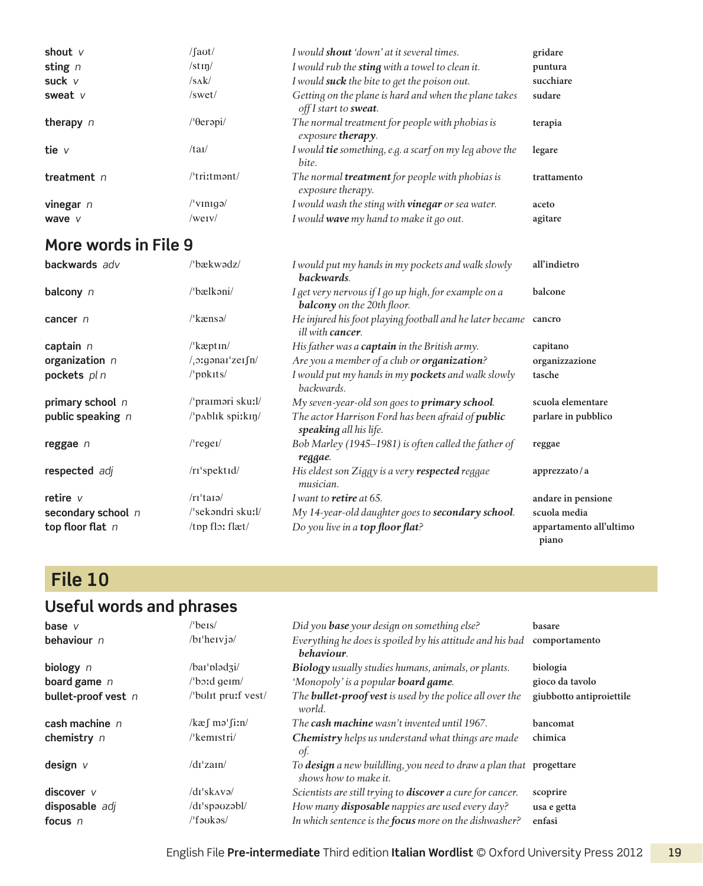| | | | |
|---|---|---|---|
| **shout** *v* | /ʃaʊt/ | *I would **shout** 'down' at it several times.* | **gridare** |
| **sting** *n* | /stɪŋ/ | *I would rub the **sting** with a towel to clean it.* | **puntura** |
| **suck** *v* | /sʌk/ | *I would **suck** the bite to get the poison out.* | **succhiare** |
| **sweat** *v* | /swet/ | *Getting on the plane is hard and when the plane takes off I start to **sweat**.* | **sudare** |
| **therapy** *n* | /ˈθerəpi/ | *The normal treatment for people with phobias is exposure **therapy**.* | **terapia** |
| **tie** *v* | /taɪ/ | *I would **tie** something, e.g. a scarf on my leg above the bite.* | **legare** |
| **treatment** *n* | /ˈtriːtmənt/ | *The normal **treatment** for people with phobias is exposure therapy.* | **trattamento** |
| **vinegar** *n* | /ˈvɪnɪɡə/ | *I would wash the sting with **vinegar** or sea water.* | **aceto** |
| **wave** *v* | /weɪv/ | *I would **wave** my hand to make it go out.* | **agitare** |

## More words in File 9

| | | | |
|---|---|---|---|
| **backwards** *adv* | /ˈbækwədz/ | *I would put my hands in my pockets and walk slowly **backwards**.* | **all'indietro** |
| **balcony** *n* | /ˈbælkəni/ | *I get very nervous if I go up high, for example on a **balcony** on the 20th floor.* | **balcone** |
| **cancer** *n* | /ˈkænsə/ | *He injured his foot playing football and he later became ill with **cancer**.* | **cancro** |
| **captain** *n* | /ˈkæptɪn/ | *His father was a **captain** in the British army.* | **capitano** |
| **organization** *n* | /ˌɔːɡənaɪˈzeɪʃn/ | *Are you a member of a club or **organization**?* | **organizzazione** |
| **pockets** *pl n* | /ˈpɒkɪts/ | *I would put my hands in my **pockets** and walk slowly backwards.* | **tasche** |
| **primary school** *n* | /ˈpraɪməri skuːl/ | *My seven-year-old son goes to **primary school**.* | **scuola elementare** |
| **public speaking** *n* | /ˈpʌblɪk spiːkɪŋ/ | *The actor Harrison Ford has been afraid of **public speaking** all his life.* | **parlare in pubblico** |
| **reggae** *n* | /ˈreɡeɪ/ | *Bob Marley (1945–1981) is often called the father of **reggae**.* | **reggae** |
| **respected** *adj* | /rɪˈspektɪd/ | *His eldest son Ziggy is a very **respected** reggae musician.* | **apprezzato / a** |
| **retire** *v* | /rɪˈtaɪə/ | *I want to **retire** at 65.* | **andare in pensione** |
| **secondary school** *n* | /ˈsekəndri skuːl/ | *My 14-year-old daughter goes to **secondary school**.* | **scuola media** |
| **top floor flat** *n* | /tɒp flɔː flæt/ | *Do you live in a **top floor flat**?* | **appartamento all'ultimo piano** |

# File 10

## Useful words and phrases

| | | | |
|---|---|---|---|
| **base** *v* | /ˈbeɪs/ | *Did you **base** your design on something else?* | **basare** |
| **behaviour** *n* | /bɪˈheɪvjə/ | *Everything he does is spoiled by his attitude and his bad **behaviour**.* | **comportamento** |
| **biology** *n* | /baɪˈɒlədʒi/ | ***Biology** usually studies humans, animals, or plants.* | **biologia** |
| **board game** *n* | /ˈbɔːd ɡeɪm/ | *'Monopoly' is a popular **board game**.* | **gioco da tavolo** |
| **bullet-proof vest** *n* | /ˈbʊlɪt pruːf vest/ | *The **bullet-proof vest** is used by the police all over the world.* | **giubbotto antiproiettile** |
| **cash machine** *n* | /kæʃ məˈʃiːn/ | *The **cash machine** wasn't invented until 1967.* | **bancomat** |
| **chemistry** *n* | /ˈkemɪstri/ | ***Chemistry** helps us understand what things are made of.* | **chimica** |
| **design** *v* | /dɪˈzaɪn/ | *To **design** a new buildling, you need to draw a plan that shows how to make it.* | **progettare** |
| **discover** *v* | /dɪˈskʌvə/ | *Scientists are still trying to **discover** a cure for cancer.* | **scoprire** |
| **disposable** *adj* | /dɪˈspəʊzəbl/ | *How many **disposable** nappies are used every day?* | **usa e getta** |
| **focus** *n* | /ˈfəʊkəs/ | *In which sentence is the **focus** more on the dishwasher?* | **enfasi** |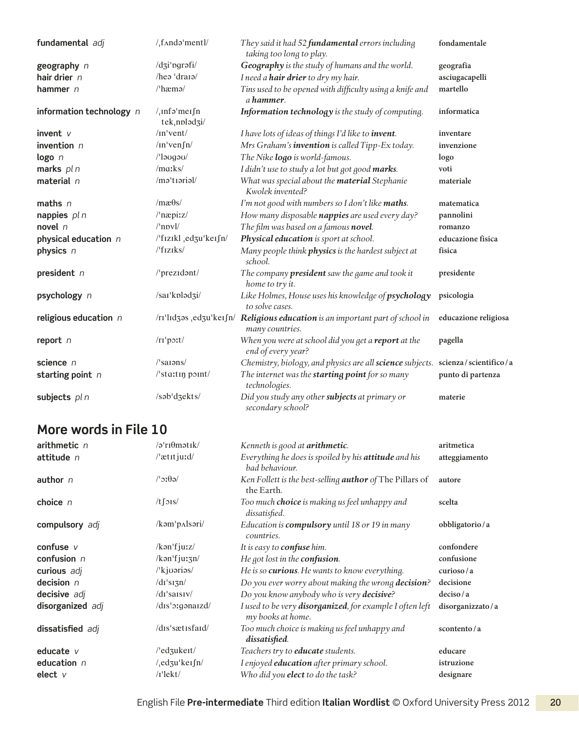| | | | |
|---|---|---|---|
| **fundamental** *adj* | /ˌfʌndəˈmentl/ | *They said it had 52* ***fundamental*** *errors including taking too long to play.* | **fondamentale** |
| **geography** *n* | /dʒiˈɒɡrəfi/ | ***Geography*** *is the study of humans and the world.* | **geografia** |
| **hair drier** *n* | /heə ˈdraɪə/ | *I need a* ***hair drier*** *to dry my hair.* | **asciugacapelli** |
| **hammer** *n* | /ˈhæmə/ | *Tins used to be opened with difficulty using a knife and a* ***hammer****.* | **martello** |
| **information technology** *n* | /ˌɪnfəˈmeɪʃn tekˌnɒlədʒi/ | ***Information technology*** *is the study of computing.* | **informatica** |
| **invent** *v* | /ɪnˈvent/ | *I have lots of ideas of things I'd like to* ***invent****.* | **inventare** |
| **invention** *n* | /ɪnˈvenʃn/ | *Mrs Graham's* ***invention*** *is called Tipp-Ex today.* | **invenzione** |
| **logo** *n* | /ˈləʊɡəʊ/ | *The Nike* ***logo*** *is world-famous.* | **logo** |
| **marks** *pl n* | /mɑːks/ | *I didn't use to study a lot but got good* ***marks****.* | **voti** |
| **material** *n* | /məˈtɪəriəl/ | *What was special about the* ***material*** *Stephanie Kwolek invented?* | **materiale** |
| **maths** *n* | /mæθs/ | *I'm not good with numbers so I don't like* ***maths****.* | **matematica** |
| **nappies** *pl n* | /ˈnæpiːz/ | *How many disposable* ***nappies*** *are used every day?* | **pannolini** |
| **novel** *n* | /ˈnɒvl/ | *The film was based on a famous* ***novel****.* | **romanzo** |
| **physical education** *n* | /ˈfɪzɪkl ˌedʒuˈkeɪʃn/ | ***Physical education*** *is sport at school.* | **educazione fisica** |
| **physics** *n* | /ˈfɪzɪks/ | *Many people think* ***physics*** *is the hardest subject at school.* | **fisica** |
| **president** *n* | /ˈprezɪdənt/ | *The company* ***president*** *saw the game and took it home to try it.* | **presidente** |
| **psychology** *n* | /saɪˈkɒlədʒi/ | *Like Holmes, House uses his knowledge of* ***psychology*** *to solve cases.* | **psicologia** |
| **religious education** *n* | /rɪˈlɪdʒəs ˌedʒuˈkeɪʃn/ | ***Religious education*** *is an important part of school in many countries.* | **educazione religiosa** |
| **report** *n* | /rɪˈpɔːt/ | *When you were at school did you get a* ***report*** *at the end of every year?* | **pagella** |
| **science** *n* | /ˈsaɪəns/ | *Chemistry, biology, and physics are all* ***science*** *subjects.* | **scienza / scientifico / a** |
| **starting point** *n* | /ˈstɑːtɪŋ pɔɪnt/ | *The internet was the* ***starting point*** *for so many technologies.* | **punto di partenza** |
| **subjects** *pl n* | /səbˈdʒekts/ | *Did you study any other* ***subjects*** *at primary or secondary school?* | **materie** |

## More words in File 10

| | | | |
|---|---|---|---|
| **arithmetic** *n* | /əˈrɪθmətɪk/ | *Kenneth is good at* ***arithmetic****.* | **aritmetica** |
| **attitude** *n* | /ˈætɪtjuːd/ | *Everything he does is spoiled by his* ***attitude*** *and his bad behaviour.* | **atteggiamento** |
| **author** *n* | /ˈɔːθə/ | *Ken Follett is the best-selling* ***author*** *of* The Pillars of the Earth*.* | **autore** |
| **choice** *n* | /tʃɔɪs/ | *Too much* ***choice*** *is making us feel unhappy and dissatisfied.* | **scelta** |
| **compulsory** *adj* | /kəmˈpʌlsəri/ | *Education is* ***compulsory*** *until 18 or 19 in many countries.* | **obbligatorio / a** |
| **confuse** *v* | /kənˈfjuːz/ | *It is easy to* ***confuse*** *him.* | **confondere** |
| **confusion** *n* | /kənˈfjuːʒn/ | *He got lost in the* ***confusion****.* | **confusione** |
| **curious** *adj* | /ˈkjʊəriəs/ | *He is so* ***curious****. He wants to know everything.* | **curioso / a** |
| **decision** *n* | /dɪˈsɪʒn/ | *Do you ever worry about making the wrong* ***decision****?* | **decisione** |
| **decisive** *adj* | /dɪˈsaɪsɪv/ | *Do you know anybody who is very* ***decisive****?* | **deciso / a** |
| **disorganized** *adj* | /dɪsˈɔːɡənaɪzd/ | *I used to be very* ***disorganized****, for example I often left my books at home.* | **disorganizzato / a** |
| **dissatisfied** *adj* | /dɪsˈsætɪsfaɪd/ | *Too much choice is making us feel unhappy and* ***dissatisfied****.* | **scontento / a** |
| **educate** *v* | /ˈedʒukeɪt/ | *Teachers try to* ***educate*** *students.* | **educare** |
| **education** *n* | /ˌedʒuˈkeɪʃn/ | *I enjoyed* ***education*** *after primary school.* | **istruzione** |
| **elect** *v* | /ɪˈlekt/ | *Who did you* ***elect*** *to do the task?* | **designare** |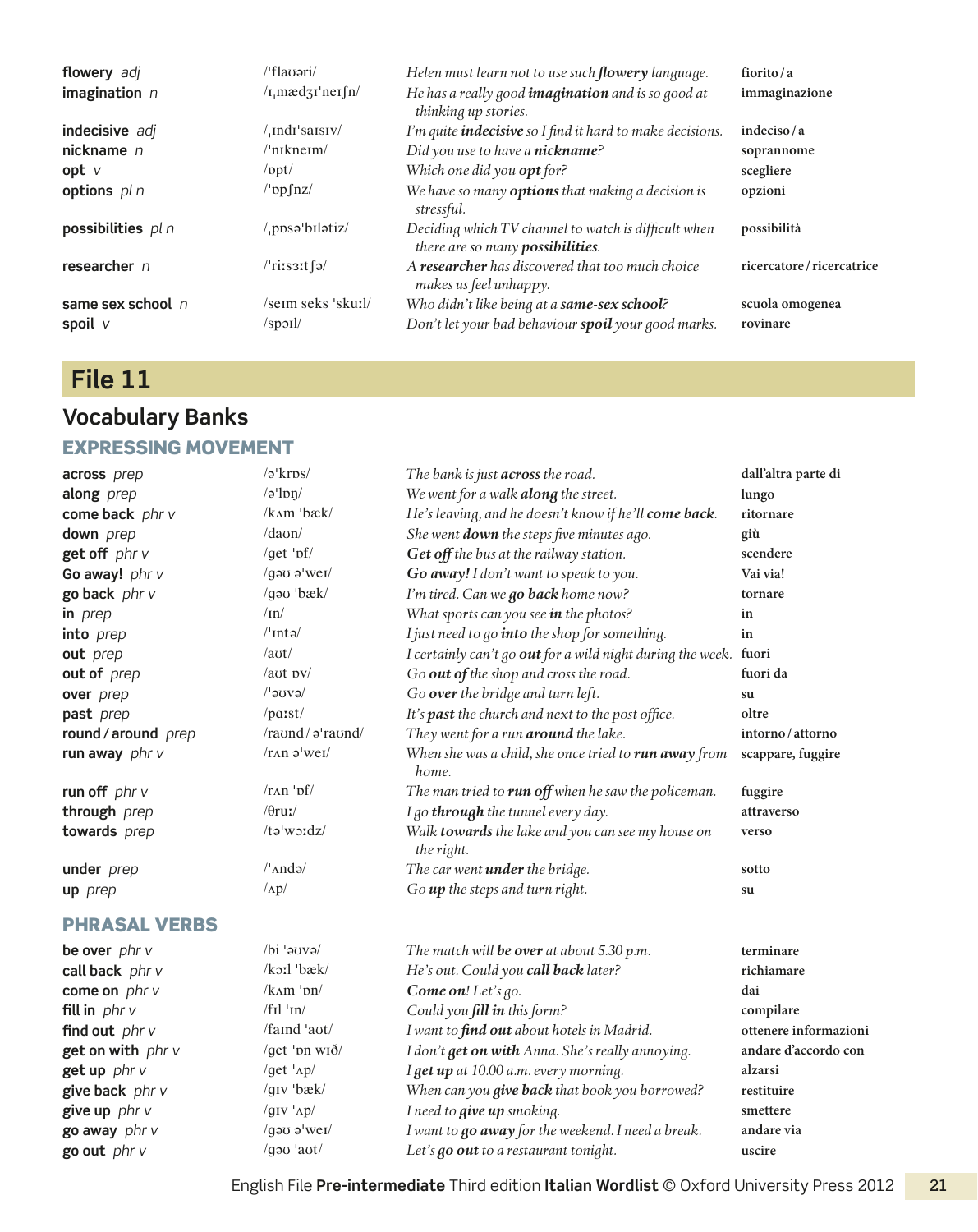| | | | |
|---|---|---|---|
| **flowery** *adj* | /ˈflaʊəri/ | *Helen must learn not to use such **flowery** language.* | **fiorito / a** |
| **imagination** *n* | /ɪˌmædʒɪˈneɪʃn/ | *He has a really good **imagination** and is so good at thinking up stories.* | **immaginazione** |
| **indecisive** *adj* | /ˌɪndɪˈsaɪsɪv/ | *I'm quite **indecisive** so I find it hard to make decisions.* | **indeciso / a** |
| **nickname** *n* | /ˈnɪkneɪm/ | *Did you use to have a **nickname**?* | **soprannome** |
| **opt** *v* | /ɒpt/ | *Which one did you **opt** for?* | **scegliere** |
| **options** *pl n* | /ˈɒpʃnz/ | *We have so many **options** that making a decision is stressful.* | **opzioni** |
| **possibilities** *pl n* | /ˌpɒsəˈbɪlətiz/ | *Deciding which TV channel to watch is difficult when there are so many **possibilities**.* | **possibilità** |
| **researcher** *n* | /ˈriːsɜːtʃə/ | *A **researcher** has discovered that too much choice makes us feel unhappy.* | **ricercatore / ricercatrice** |
| **same sex school** *n* | /seɪm seks ˈskuːl/ | *Who didn't like being at a **same-sex school**?* | **scuola omogenea** |
| **spoil** *v* | /spɔɪl/ | *Don't let your bad behaviour **spoil** your good marks.* | **rovinare** |

# File 11

## Vocabulary Banks

### EXPRESSING MOVEMENT

| | | | |
|---|---|---|---|
| **across** *prep* | /əˈkrɒs/ | *The bank is just **across** the road.* | **dall'altra parte di** |
| **along** *prep* | /əˈlɒŋ/ | *We went for a walk **along** the street.* | **lungo** |
| **come back** *phr v* | /kʌm ˈbæk/ | *He's leaving, and he doesn't know if he'll **come back**.* | **ritornare** |
| **down** *prep* | /daʊn/ | *She went **down** the steps five minutes ago.* | **giù** |
| **get off** *phr v* | /get ˈɒf/ | ***Get off** the bus at the railway station.* | **scendere** |
| **Go away!** *phr v* | /gəʊ əˈweɪ/ | ***Go away!** I don't want to speak to you.* | **Vai via!** |
| **go back** *phr v* | /gəʊ ˈbæk/ | *I'm tired. Can we **go back** home now?* | **tornare** |
| **in** *prep* | /ɪn/ | *What sports can you see **in** the photos?* | **in** |
| **into** *prep* | /ˈɪntə/ | *I just need to go **into** the shop for something.* | **in** |
| **out** *prep* | /aʊt/ | *I certainly can't go **out** for a wild night during the week.* | **fuori** |
| **out of** *prep* | /aʊt ɒv/ | *Go **out of** the shop and cross the road.* | **fuori da** |
| **over** *prep* | /ˈəʊvə/ | *Go **over** the bridge and turn left.* | **su** |
| **past** *prep* | /pɑːst/ | *It's **past** the church and next to the post office.* | **oltre** |
| **round / around** *prep* | /raʊnd / əˈraʊnd/ | *They went for a run **around** the lake.* | **intorno / attorno** |
| **run away** *phr v* | /rʌn əˈweɪ/ | *When she was a child, she once tried to **run away** from home.* | **scappare, fuggire** |
| **run off** *phr v* | /rʌn ˈɒf/ | *The man tried to **run off** when he saw the policeman.* | **fuggire** |
| **through** *prep* | /θruː/ | *I go **through** the tunnel every day.* | **attraverso** |
| **towards** *prep* | /təˈwɔːdz/ | *Walk **towards** the lake and you can see my house on the right.* | **verso** |
| **under** *prep* | /ˈʌndə/ | *The car went **under** the bridge.* | **sotto** |
| **up** *prep* | /ʌp/ | *Go **up** the steps and turn right.* | **su** |

### PHRASAL VERBS

| | | | |
|---|---|---|---|
| **be over** *phr v* | /bi ˈəʊvə/ | *The match will **be over** at about 5.30 p.m.* | **terminare** |
| **call back** *phr v* | /kɔːl ˈbæk/ | *He's out. Could you **call back** later?* | **richiamare** |
| **come on** *phr v* | /kʌm ˈɒn/ | ***Come on**! Let's go.* | **dai** |
| **fill in** *phr v* | /fɪl ˈɪn/ | *Could you **fill in** this form?* | **compilare** |
| **find out** *phr v* | /faɪnd ˈaʊt/ | *I want to **find out** about hotels in Madrid.* | **ottenere informazioni** |
| **get on with** *phr v* | /get ˈɒn wɪð/ | *I don't **get on with** Anna. She's really annoying.* | **andare d'accordo con** |
| **get up** *phr v* | /get ˈʌp/ | *I **get up** at 10.00 a.m. every morning.* | **alzarsi** |
| **give back** *phr v* | /gɪv ˈbæk/ | *When can you **give back** that book you borrowed?* | **restituire** |
| **give up** *phr v* | /gɪv ˈʌp/ | *I need to **give up** smoking.* | **smettere** |
| **go away** *phr v* | /gəʊ əˈweɪ/ | *I want to **go away** for the weekend. I need a break.* | **andare via** |
| **go out** *phr v* | /gəʊ ˈaʊt/ | *Let's **go out** to a restaurant tonight.* | **uscire** |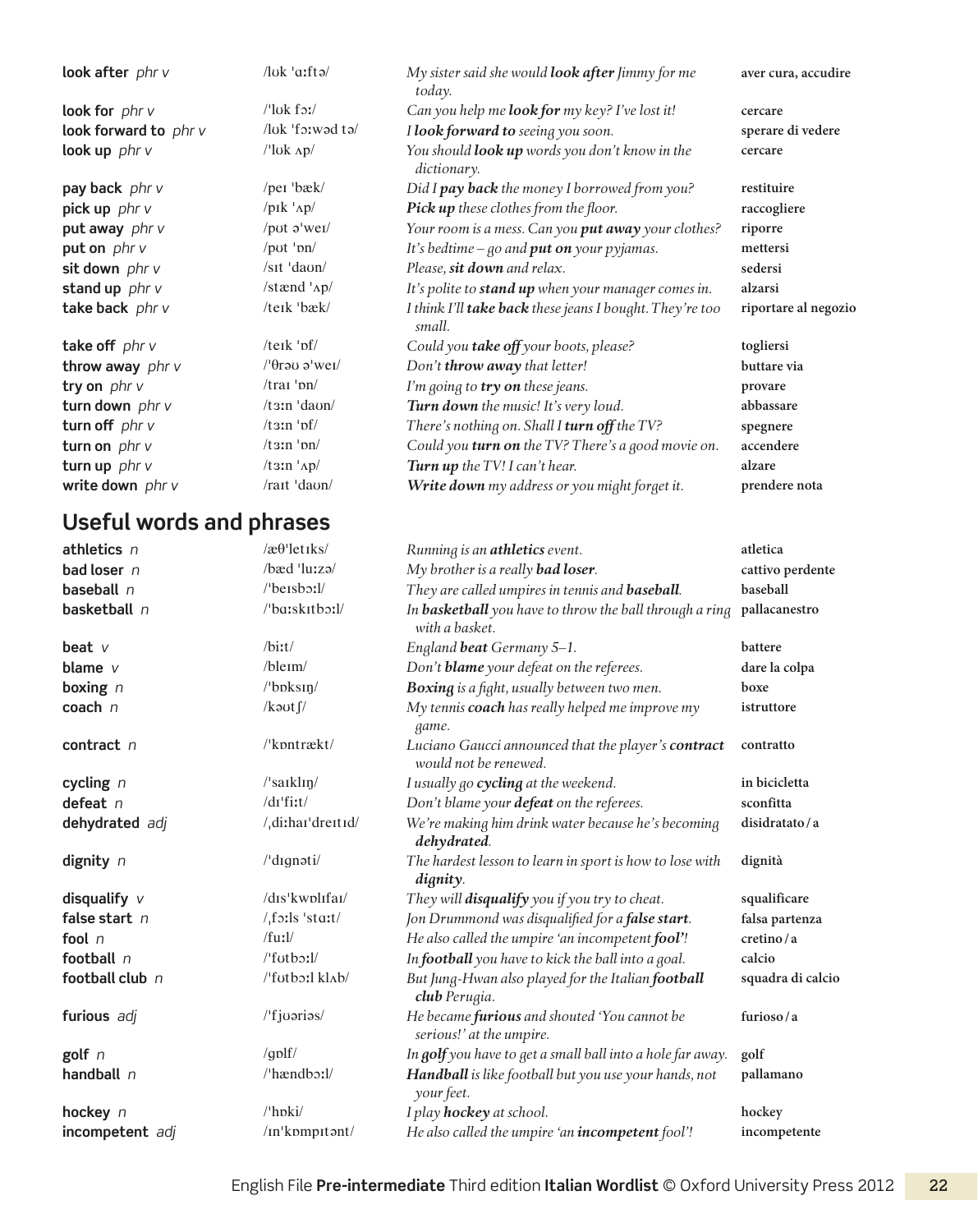| | | | |
|---|---|---|---|
| **look after** *phr v* | /lʊk ˈɑːftə/ | *My sister said she would* ***look after*** *Jimmy for me today.* | **aver cura, accudire** |
| **look for** *phr v* | /ˈlʊk fɔː/ | *Can you help me* ***look for*** *my key? I've lost it!* | **cercare** |
| **look forward to** *phr v* | /lʊk ˈfɔːwəd tə/ | *I* ***look forward to*** *seeing you soon.* | **sperare di vedere** |
| **look up** *phr v* | /ˈlʊk ʌp/ | *You should* ***look up*** *words you don't know in the dictionary.* | **cercare** |
| **pay back** *phr v* | /peɪ ˈbæk/ | *Did I* ***pay back*** *the money I borrowed from you?* | **restituire** |
| **pick up** *phr v* | /pɪk ˈʌp/ | ***Pick up*** *these clothes from the floor.* | **raccogliere** |
| **put away** *phr v* | /pʊt əˈweɪ/ | *Your room is a mess. Can you* ***put away*** *your clothes?* | **riporre** |
| **put on** *phr v* | /pʊt ˈɒn/ | *It's bedtime – go and* ***put on*** *your pyjamas.* | **mettersi** |
| **sit down** *phr v* | /sɪt ˈdaʊn/ | *Please,* ***sit down*** *and relax.* | **sedersi** |
| **stand up** *phr v* | /stænd ˈʌp/ | *It's polite to* ***stand up*** *when your manager comes in.* | **alzarsi** |
| **take back** *phr v* | /teɪk ˈbæk/ | *I think I'll* ***take back*** *these jeans I bought. They're too small.* | **riportare al negozio** |
| **take off** *phr v* | /teɪk ˈɒf/ | *Could you* ***take off*** *your boots, please?* | **togliersi** |
| **throw away** *phr v* | /ˈθrəʊ əˈweɪ/ | *Don't* ***throw away*** *that letter!* | **buttare via** |
| **try on** *phr v* | /traɪ ˈɒn/ | *I'm going to* ***try on*** *these jeans.* | **provare** |
| **turn down** *phr v* | /tɜːn ˈdaʊn/ | ***Turn down*** *the music! It's very loud.* | **abbassare** |
| **turn off** *phr v* | /tɜːn ˈɒf/ | *There's nothing on. Shall I* ***turn off*** *the TV?* | **spegnere** |
| **turn on** *phr v* | /tɜːn ˈɒn/ | *Could you* ***turn on*** *the TV? There's a good movie on.* | **accendere** |
| **turn up** *phr v* | /tɜːn ˈʌp/ | ***Turn up*** *the TV! I can't hear.* | **alzare** |
| **write down** *phr v* | /raɪt ˈdaʊn/ | ***Write down*** *my address or you might forget it.* | **prendere nota** |

## Useful words and phrases

| | | | |
|---|---|---|---|
| **athletics** *n* | /æθˈletɪks/ | *Running is an* ***athletics*** *event.* | **atletica** |
| **bad loser** *n* | /bæd ˈluːzə/ | *My brother is a really* ***bad loser****.* | **cattivo perdente** |
| **baseball** *n* | /ˈbeɪsbɔːl/ | *They are called umpires in tennis and* ***baseball****.* | **baseball** |
| **basketball** *n* | /ˈbɑːskɪtbɔːl/ | *In* ***basketball*** *you have to throw the ball through a ring with a basket.* | **pallacanestro** |
| **beat** *v* | /biːt/ | *England* ***beat*** *Germany 5–1.* | **battere** |
| **blame** *v* | /bleɪm/ | *Don't* ***blame*** *your defeat on the referees.* | **dare la colpa** |
| **boxing** *n* | /ˈbɒksɪŋ/ | ***Boxing*** *is a fight, usually between two men.* | **boxe** |
| **coach** *n* | /kəʊtʃ/ | *My tennis* ***coach*** *has really helped me improve my game.* | **istruttore** |
| **contract** *n* | /ˈkɒntrækt/ | *Luciano Gaucci announced that the player's* ***contract*** *would not be renewed.* | **contratto** |
| **cycling** *n* | /ˈsaɪklɪŋ/ | *I usually go* ***cycling*** *at the weekend.* | **in bicicletta** |
| **defeat** *n* | /dɪˈfiːt/ | *Don't blame your* ***defeat*** *on the referees.* | **sconfitta** |
| **dehydrated** *adj* | /ˌdiːhaɪˈdreɪtɪd/ | *We're making him drink water because he's becoming* ***dehydrated****.* | **disidratato / a** |
| **dignity** *n* | /ˈdɪgnəti/ | *The hardest lesson to learn in sport is how to lose with* ***dignity****.* | **dignità** |
| **disqualify** *v* | /dɪsˈkwɒlɪfaɪ/ | *They will* ***disqualify*** *you if you try to cheat.* | **squalificare** |
| **false start** *n* | /ˌfɔːls ˈstɑːt/ | *Jon Drummond was disqualified for a* ***false start****.* | **falsa partenza** |
| **fool** *n* | /fuːl/ | *He also called the umpire 'an incompetent* ***fool****'!* | **cretino / a** |
| **football** *n* | /ˈfʊtbɔːl/ | *In* ***football*** *you have to kick the ball into a goal.* | **calcio** |
| **football club** *n* | /ˈfʊtbɔːl klʌb/ | *But Jung-Hwan also played for the Italian* ***football club*** *Perugia.* | **squadra di calcio** |
| **furious** *adj* | /ˈfjʊəriəs/ | *He became* ***furious*** *and shouted 'You cannot be serious!' at the umpire.* | **furioso / a** |
| **golf** *n* | /gɒlf/ | *In* ***golf*** *you have to get a small ball into a hole far away.* | **golf** |
| **handball** *n* | /ˈhændbɔːl/ | ***Handball*** *is like football but you use your hands, not your feet.* | **pallamano** |
| **hockey** *n* | /ˈhɒki/ | *I play* ***hockey*** *at school.* | **hockey** |
| **incompetent** *adj* | /ɪnˈkɒmpɪtənt/ | *He also called the umpire 'an* ***incompetent*** *fool'!* | **incompetente** |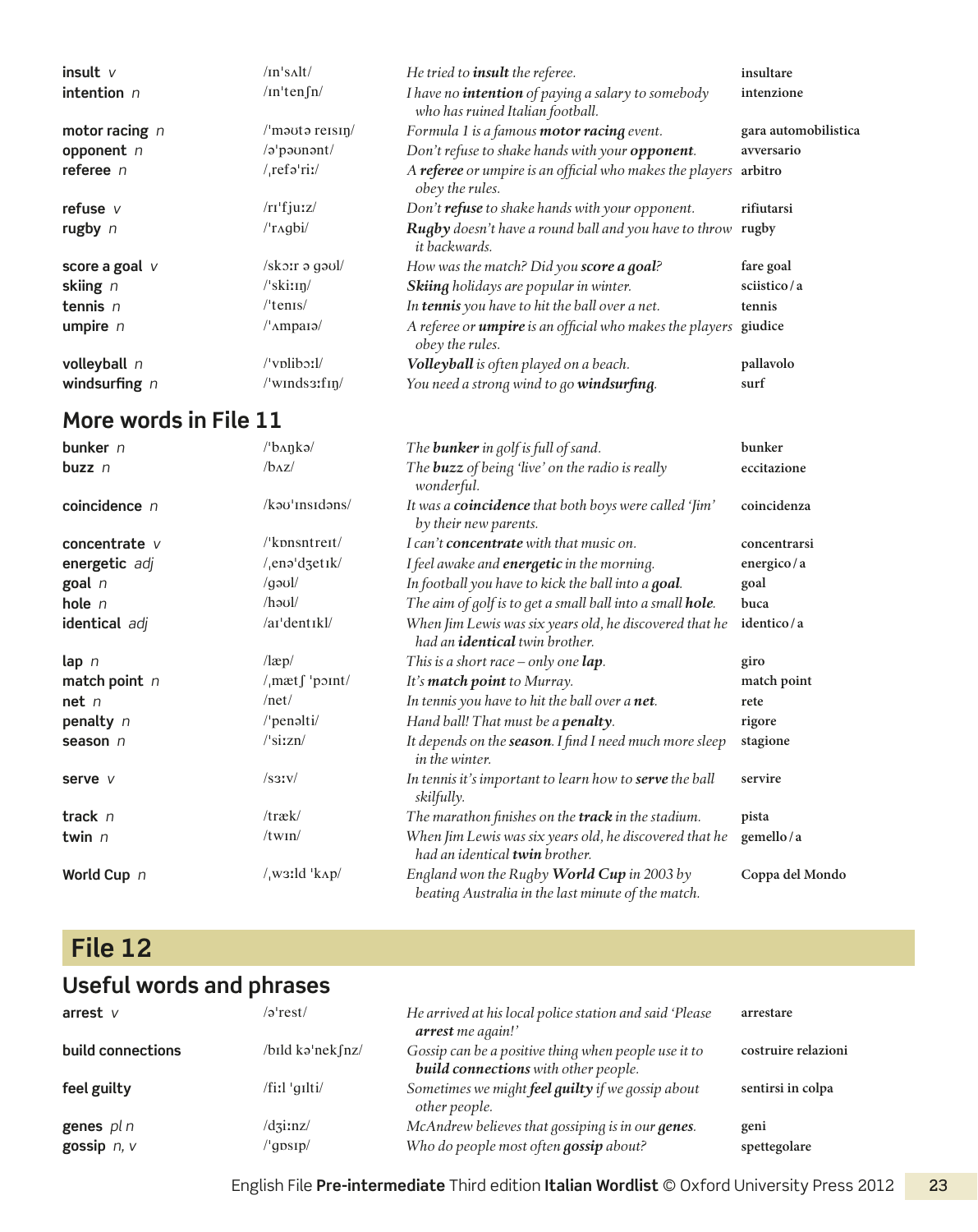| | | | |
|---|---|---|---|
| **insult** *v* | /ɪnˈsʌlt/ | *He tried to **insult** the referee.* | insultare |
| **intention** *n* | /ɪnˈtenʃn/ | *I have no **intention** of paying a salary to somebody who has ruined Italian football.* | intenzione |
| **motor racing** *n* | /ˈməʊtə reɪsɪŋ/ | *Formula 1 is a famous **motor racing** event.* | gara automobilistica |
| **opponent** *n* | /əˈpəʊnənt/ | *Don't refuse to shake hands with your **opponent**.* | avversario |
| **referee** *n* | /ˌrefəˈriː/ | *A **referee** or umpire is an official who makes the players obey the rules.* | arbitro |
| **refuse** *v* | /rɪˈfjuːz/ | *Don't **refuse** to shake hands with your opponent.* | rifiutarsi |
| **rugby** *n* | /ˈrʌgbi/ | ***Rugby** doesn't have a round ball and you have to throw it backwards.* | rugby |
| **score a goal** *v* | /skɔːr ə gəʊl/ | *How was the match? Did you **score a goal**?* | fare goal |
| **skiing** *n* | /ˈskiːɪŋ/ | ***Skiing** holidays are popular in winter.* | sciistico / a |
| **tennis** *n* | /ˈtenɪs/ | *In **tennis** you have to hit the ball over a net.* | tennis |
| **umpire** *n* | /ˈʌmpaɪə/ | *A referee or **umpire** is an official who makes the players obey the rules.* | giudice |
| **volleyball** *n* | /ˈvɒlibɔːl/ | ***Volleyball** is often played on a beach.* | pallavolo |
| **windsurfing** *n* | /ˈwɪndsɜːfɪŋ/ | *You need a strong wind to go **windsurfing**.* | surf |

## More words in File 11

| | | | |
|---|---|---|---|
| **bunker** *n* | /ˈbʌŋkə/ | *The **bunker** in golf is full of sand.* | bunker |
| **buzz** *n* | /bʌz/ | *The **buzz** of being 'live' on the radio is really wonderful.* | eccitazione |
| **coincidence** *n* | /kəʊˈɪnsɪdəns/ | *It was a **coincidence** that both boys were called 'Jim' by their new parents.* | coincidenza |
| **concentrate** *v* | /ˈkɒnsntreɪt/ | *I can't **concentrate** with that music on.* | concentrarsi |
| **energetic** *adj* | /ˌenəˈdʒetɪk/ | *I feel awake and **energetic** in the morning.* | energico / a |
| **goal** *n* | /gəʊl/ | *In football you have to kick the ball into a **goal**.* | goal |
| **hole** *n* | /həʊl/ | *The aim of golf is to get a small ball into a small **hole**.* | buca |
| **identical** *adj* | /aɪˈdentɪkl/ | *When Jim Lewis was six years old, he discovered that he had an **identical** twin brother.* | identico / a |
| **lap** *n* | /læp/ | *This is a short race – only one **lap**.* | giro |
| **match point** *n* | /ˌmætʃ ˈpɔɪnt/ | *It's **match point** to Murray.* | match point |
| **net** *n* | /net/ | *In tennis you have to hit the ball over a **net**.* | rete |
| **penalty** *n* | /ˈpenəlti/ | *Hand ball! That must be a **penalty**.* | rigore |
| **season** *n* | /ˈsiːzn/ | *It depends on the **season**. I find I need much more sleep in the winter.* | stagione |
| **serve** *v* | /sɜːv/ | *In tennis it's important to learn how to **serve** the ball skilfully.* | servire |
| **track** *n* | /træk/ | *The marathon finishes on the **track** in the stadium.* | pista |
| **twin** *n* | /twɪn/ | *When Jim Lewis was six years old, he discovered that he had an identical **twin** brother.* | gemello / a |
| **World Cup** *n* | /ˌwɜːld ˈkʌp/ | *England won the Rugby **World Cup** in 2003 by beating Australia in the last minute of the match.* | Coppa del Mondo |

# File 12

## Useful words and phrases

| | | | |
|---|---|---|---|
| **arrest** *v* | /əˈrest/ | *He arrived at his local police station and said 'Please **arrest** me again!'* | arrestare |
| **build connections** | /bɪld kəˈnekʃnz/ | *Gossip can be a positive thing when people use it to **build connections** with other people.* | costruire relazioni |
| **feel guilty** | /fiːl ˈgɪlti/ | *Sometimes we might **feel guilty** if we gossip about other people.* | sentirsi in colpa |
| **genes** *pl n* | /dʒiːnz/ | *McAndrew believes that gossiping is in our **genes**.* | geni |
| **gossip** *n, v* | /ˈgɒsɪp/ | *Who do people most often **gossip** about?* | spettegolare |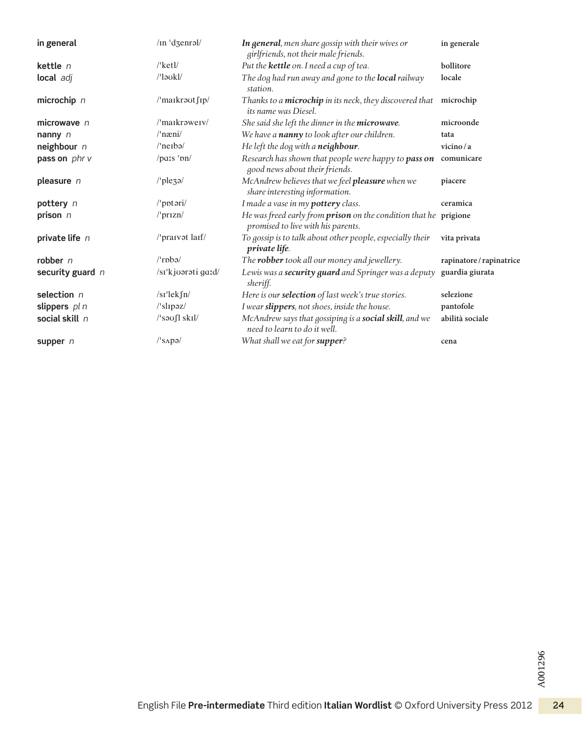| | | | |
|---|---|---|---|
| **in general** | /ɪn ˈdʒenrəl/ | ***In general***, *men share gossip with their wives or girlfriends, not their male friends.* | in generale |
| **kettle** *n* | /ˈketl/ | *Put the* ***kettle*** *on. I need a cup of tea.* | bollitore |
| **local** *adj* | /ˈləʊkl/ | *The dog had run away and gone to the* ***local*** *railway station.* | locale |
| **microchip** *n* | /ˈmaɪkrəʊtʃɪp/ | *Thanks to a* ***microchip*** *in its neck, they discovered that its name was Diesel.* | microchip |
| **microwave** *n* | /ˈmaɪkrəweɪv/ | *She said she left the dinner in the* ***microwave***. | microonde |
| **nanny** *n* | /ˈnæni/ | *We have a* ***nanny*** *to look after our children.* | tata |
| **neighbour** *n* | /ˈneɪbə/ | *He left the dog with a* ***neighbour***. | vicino / a |
| **pass on** *phr v* | /pɑːs ˈɒn/ | *Research has shown that people were happy to* ***pass on*** *good news about their friends.* | comunicare |
| **pleasure** *n* | /ˈpleʒə/ | *McAndrew believes that we feel* ***pleasure*** *when we share interesting information.* | piacere |
| **pottery** *n* | /ˈpɒtəri/ | *I made a vase in my* ***pottery*** *class.* | ceramica |
| **prison** *n* | /ˈprɪzn/ | *He was freed early from* ***prison*** *on the condition that he promised to live with his parents.* | prigione |
| **private life** *n* | /ˈpraɪvət laɪf/ | *To gossip is to talk about other people, especially their* ***private life***. | vita privata |
| **robber** *n* | /ˈrɒbə/ | *The* ***robber*** *took all our money and jewellery.* | rapinatore / rapinatrice |
| **security guard** *n* | /sɪˈkjʊərəti ɡɑːd/ | *Lewis was a* ***security guard*** *and Springer was a deputy sheriff.* | guardia giurata |
| **selection** *n* | /sɪˈlekʃn/ | *Here is our* ***selection*** *of last week's true stories.* | selezione |
| **slippers** *pl n* | /ˈslɪpəz/ | *I wear* ***slippers***, *not shoes, inside the house.* | pantofole |
| **social skill** *n* | /ˈsəʊʃl skɪl/ | *McAndrew says that gossiping is a* ***social skill***, *and we need to learn to do it well.* | abilità sociale |
| **supper** *n* | /ˈsʌpə/ | *What shall we eat for* ***supper***? | cena |

A001296

English File **Pre-intermediate** Third edition **Italian Wordlist** © Oxford University Press 2012